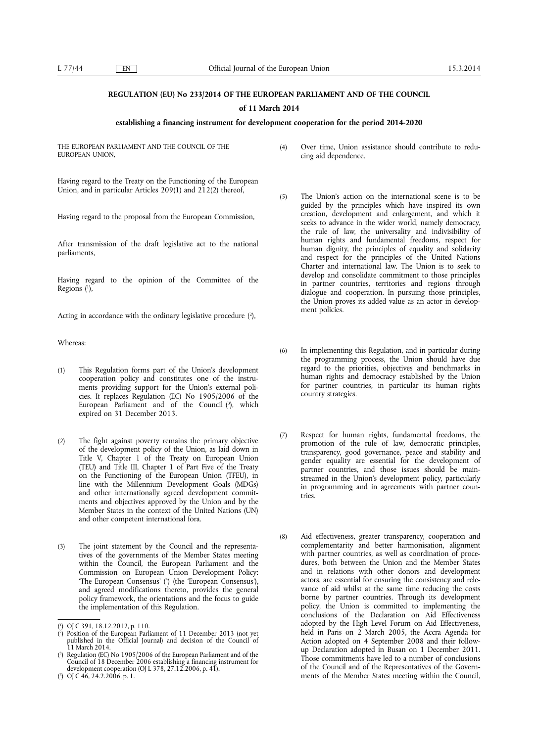# REGULATION (EU) No 233/2014 OF THE EUROPEAN PARLIAMENT AND OF THE COUNCIL

## of 11 March 2014

## establishing a financing instrument for development cooperation for the period 2014-2020

THE EUROPEAN PARLIAMENT AND THE COUNCIL OF THE EUROPEAN UNION,

Having regard to the Treaty on the Functioning of the European Union, and in particular Articles 209(1) and 212(2) thereof,

Having regard to the proposal from the European Commission,

After transmission of the draft legislative act to the national parliaments,

Having regard to the opinion of the Committee of the Regions [1],

Acting in accordance with the ordinary legislative procedure [2],

Whereas:

(1) This Regulation forms part of the Union's development cooperation policy and constitutes one of the instruments providing support for the Union's external policies. It replaces Regulation (EC) No 1905/2006 of the European Parliament and of the Council [3], which expired on 31 December 2013.

(2) The fight against poverty remains the primary objective of the development policy of the Union, as laid down in Title V, Chapter 1 of the Treaty on European Union (TEU) and Title III, Chapter 1 of Part Five of the Treaty on the Functioning of the European Union (TFEU), in line with the Millennium Development Goals (MDGs) and other internationally agreed development commitments and objectives approved by the Union and by the Member States in the context of the United Nations (UN) and other competent international fora.

(3) The joint statement by the Council and the representatives of the governments of the Member States meeting within the Council, the European Parliament and the Commission on European Union Development Policy: 'The European Consensus' [4] (the 'European Consensus'), and agreed modifications thereto, provides the general policy framework, the orientations and the focus to guide the implementation of this Regulation.

(4) Over time, Union assistance should contribute to reducing aid dependence.

(5) The Union's action on the international scene is to be guided by the principles which have inspired its own creation, development and enlargement, and which it seeks to advance in the wider world, namely democracy, the rule of law, the universality and indivisibility of human rights and fundamental freedoms, respect for human dignity, the principles of equality and solidarity and respect for the principles of the United Nations Charter and international law. The Union is to seek to develop and consolidate commitment to those principles in partner countries, territories and regions through dialogue and cooperation. In pursuing those principles, the Union proves its added value as an actor in development policies.

(6) In implementing this Regulation, and in particular during the programming process, the Union should have due regard to the priorities, objectives and benchmarks in human rights and democracy established by the Union for partner countries, in particular its human rights country strategies.

(7) Respect for human rights, fundamental freedoms, the promotion of the rule of law, democratic principles, transparency, good governance, peace and stability and gender equality are essential for the development of partner countries, and those issues should be mainstreamed in the Union's development policy, particularly in programming and in agreements with partner countries.

(8) Aid effectiveness, greater transparency, cooperation and complementarity and better harmonisation, alignment with partner countries, as well as coordination of procedures, both between the Union and the Member States and in relations with other donors and development actors, are essential for ensuring the consistency and relevance of aid whilst at the same time reducing the costs borne by partner countries. Through its development policy, the Union is committed to implementing the conclusions of the Declaration on Aid Effectiveness adopted by the High Level Forum on Aid Effectiveness, held in Paris on 2 March 2005, the Accra Agenda for Action adopted on 4 September 2008 and their follow-up Declaration adopted in Busan on 1 December 2011. Those commitments have led to a number of conclusions of the Council and of the Representatives of the Governments of the Member States meeting within the Council,

---

[1] OJ C 391, 18.12.2012, p. 110.

[2] Position of the European Parliament of 11 December 2013 (not yet published in the Official Journal) and decision of the Council of 11 March 2014.

[3] Regulation (EC) No 1905/2006 of the European Parliament and of the Council of 18 December 2006 establishing a financing instrument for development cooperation (OJ L 378, 27.12.2006, p. 41).

[4] OJ C 46, 24.2.2006, p. 1.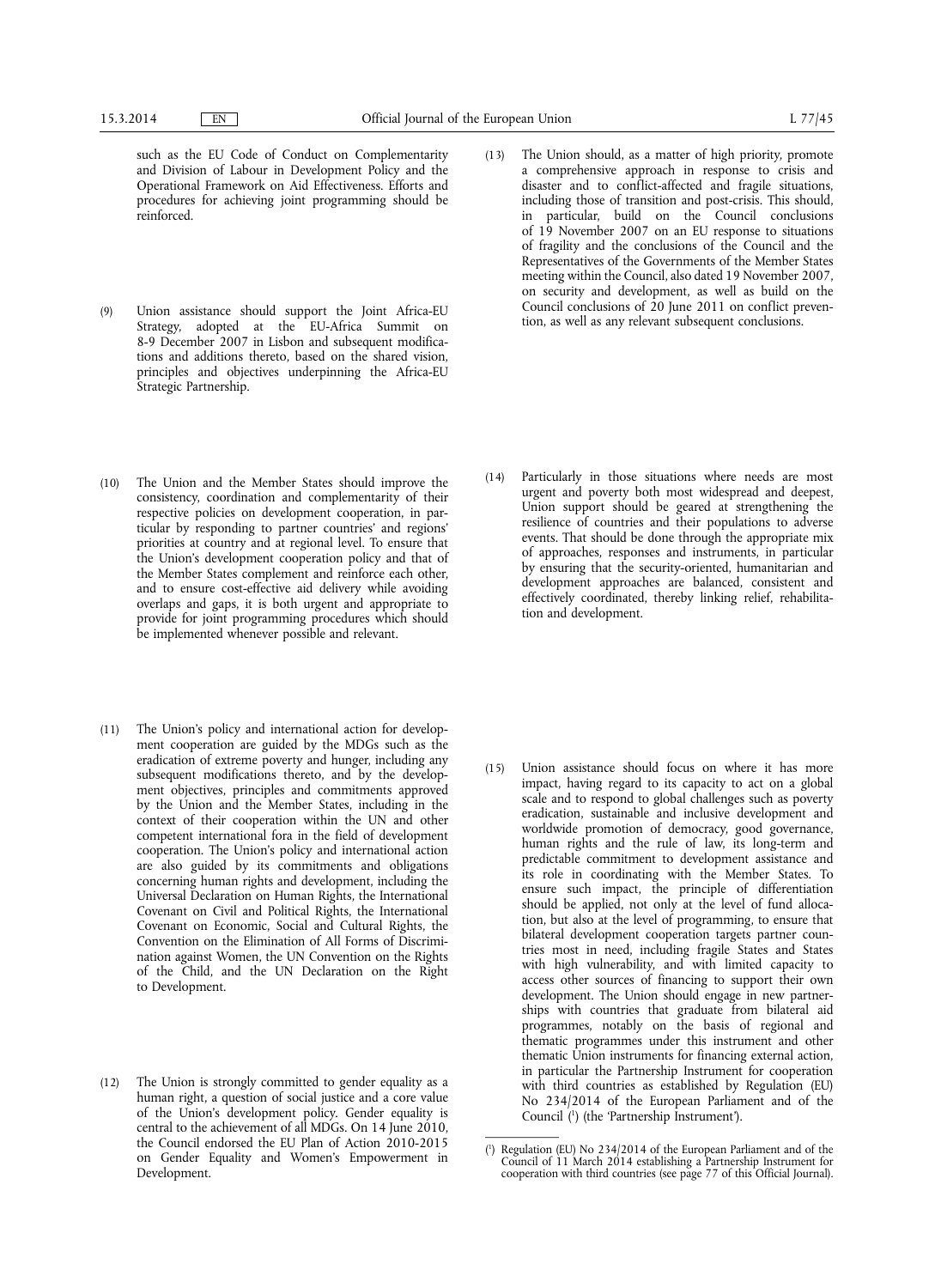such as the EU Code of Conduct on Complementarity and Division of Labour in Development Policy and the Operational Framework on Aid Effectiveness. Efforts and procedures for achieving joint programming should be reinforced.

(9) Union assistance should support the Joint Africa-EU Strategy, adopted at the EU-Africa Summit on 8-9 December 2007 in Lisbon and subsequent modifications and additions thereto, based on the shared vision, principles and objectives underpinning the Africa-EU Strategic Partnership.

(10) The Union and the Member States should improve the consistency, coordination and complementarity of their respective policies on development cooperation, in particular by responding to partner countries' and regions' priorities at country and at regional level. To ensure that the Union's development cooperation policy and that of the Member States complement and reinforce each other, and to ensure cost-effective aid delivery while avoiding overlaps and gaps, it is both urgent and appropriate to provide for joint programming procedures which should be implemented whenever possible and relevant.

(11) The Union's policy and international action for development cooperation are guided by the MDGs such as the eradication of extreme poverty and hunger, including any subsequent modifications thereto, and by the development objectives, principles and commitments approved by the Union and the Member States, including in the context of their cooperation within the UN and other competent international fora in the field of development cooperation. The Union's policy and international action are also guided by its commitments and obligations concerning human rights and development, including the Universal Declaration on Human Rights, the International Covenant on Civil and Political Rights, the International Covenant on Economic, Social and Cultural Rights, the Convention on the Elimination of All Forms of Discrimination against Women, the UN Convention on the Rights of the Child, and the UN Declaration on the Right to Development.

(12) The Union is strongly committed to gender equality as a human right, a question of social justice and a core value of the Union's development policy. Gender equality is central to the achievement of all MDGs. On 14 June 2010, the Council endorsed the EU Plan of Action 2010-2015 on Gender Equality and Women's Empowerment in Development.

(13) The Union should, as a matter of high priority, promote a comprehensive approach in response to crisis and disaster and to conflict-affected and fragile situations, including those of transition and post-crisis. This should, in particular, build on the Council conclusions of 19 November 2007 on an EU response to situations of fragility and the conclusions of the Council and the Representatives of the Governments of the Member States meeting within the Council, also dated 19 November 2007, on security and development, as well as build on the Council conclusions of 20 June 2011 on conflict prevention, as well as any relevant subsequent conclusions.

(14) Particularly in those situations where needs are most urgent and poverty both most widespread and deepest, Union support should be geared at strengthening the resilience of countries and their populations to adverse events. That should be done through the appropriate mix of approaches, responses and instruments, in particular by ensuring that the security-oriented, humanitarian and development approaches are balanced, consistent and effectively coordinated, thereby linking relief, rehabilitation and development.

(15) Union assistance should focus on where it has more impact, having regard to its capacity to act on a global scale and to respond to global challenges such as poverty eradication, sustainable and inclusive development and worldwide promotion of democracy, good governance, human rights and the rule of law, its long-term and predictable commitment to development assistance and its role in coordinating with the Member States. To ensure such impact, the principle of differentiation should be applied, not only at the level of fund allocation, but also at the level of programming, to ensure that bilateral development cooperation targets partner countries most in need, including fragile States and States with high vulnerability, and with limited capacity to access other sources of financing to support their own development. The Union should engage in new partnerships with countries that graduate from bilateral aid programmes, notably on the basis of regional and thematic programmes under this instrument and other thematic Union instruments for financing external action, in particular the Partnership Instrument for cooperation with third countries as established by Regulation (EU) No 234/2014 of the European Parliament and of the Council [1] (the 'Partnership Instrument').

[1] Regulation (EU) No 234/2014 of the European Parliament and of the Council of 11 March 2014 establishing a Partnership Instrument for cooperation with third countries (see page 77 of this Official Journal).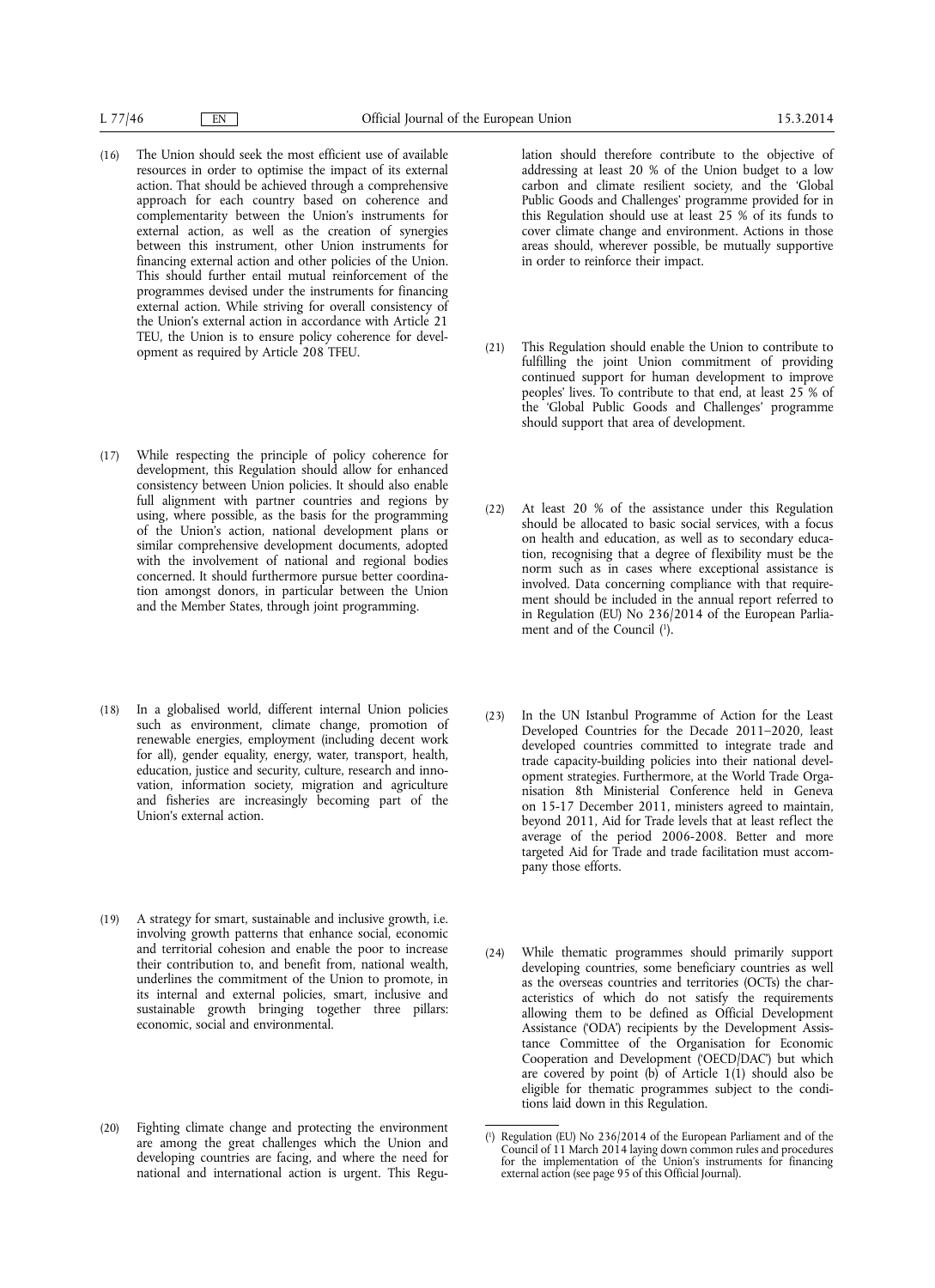(16) The Union should seek the most efficient use of available resources in order to optimise the impact of its external action. That should be achieved through a comprehensive approach for each country based on coherence and complementarity between the Union's instruments for external action, as well as the creation of synergies between this instrument, other Union instruments for financing external action and other policies of the Union. This should further entail mutual reinforcement of the programmes devised under the instruments for financing external action. While striving for overall consistency of the Union's external action in accordance with Article 21 TEU, the Union is to ensure policy coherence for development as required by Article 208 TFEU.

(17) While respecting the principle of policy coherence for development, this Regulation should allow for enhanced consistency between Union policies. It should also enable full alignment with partner countries and regions by using, where possible, as the basis for the programming of the Union's action, national development plans or similar comprehensive development documents, adopted with the involvement of national and regional bodies concerned. It should furthermore pursue better coordination amongst donors, in particular between the Union and the Member States, through joint programming.

(18) In a globalised world, different internal Union policies such as environment, climate change, promotion of renewable energies, employment (including decent work for all), gender equality, energy, water, transport, health, education, justice and security, culture, research and innovation, information society, migration and agriculture and fisheries are increasingly becoming part of the Union's external action.

(19) A strategy for smart, sustainable and inclusive growth, i.e. involving growth patterns that enhance social, economic and territorial cohesion and enable the poor to increase their contribution to, and benefit from, national wealth, underlines the commitment of the Union to promote, in its internal and external policies, smart, inclusive and sustainable growth bringing together three pillars: economic, social and environmental.

(20) Fighting climate change and protecting the environment are among the great challenges which the Union and developing countries are facing, and where the need for national and international action is urgent. This Regulation should therefore contribute to the objective of addressing at least 20 % of the Union budget to a low carbon and climate resilient society, and the 'Global Public Goods and Challenges' programme provided for in this Regulation should use at least 25 % of its funds to cover climate change and environment. Actions in those areas should, wherever possible, be mutually supportive in order to reinforce their impact.

(21) This Regulation should enable the Union to contribute to fulfilling the joint Union commitment of providing continued support for human development to improve peoples' lives. To contribute to that end, at least 25 % of the 'Global Public Goods and Challenges' programme should support that area of development.

(22) At least 20 % of the assistance under this Regulation should be allocated to basic social services, with a focus on health and education, as well as to secondary education, recognising that a degree of flexibility must be the norm such as in cases where exceptional assistance is involved. Data concerning compliance with that requirement should be included in the annual report referred to in Regulation (EU) No 236/2014 of the European Parliament and of the Council [1].

(23) In the UN Istanbul Programme of Action for the Least Developed Countries for the Decade 2011–2020, least developed countries committed to integrate trade and trade capacity-building policies into their national development strategies. Furthermore, at the World Trade Organisation 8th Ministerial Conference held in Geneva on 15-17 December 2011, ministers agreed to maintain, beyond 2011, Aid for Trade levels that at least reflect the average of the period 2006-2008. Better and more targeted Aid for Trade and trade facilitation must accompany those efforts.

(24) While thematic programmes should primarily support developing countries, some beneficiary countries as well as the overseas countries and territories (OCTs) the characteristics of which do not satisfy the requirements allowing them to be defined as Official Development Assistance ('ODA') recipients by the Development Assistance Committee of the Organisation for Economic Cooperation and Development ('OECD/DAC') but which are covered by point (b) of Article 1(1) should also be eligible for thematic programmes subject to the conditions laid down in this Regulation.

[1] Regulation (EU) No 236/2014 of the European Parliament and of the Council of 11 March 2014 laying down common rules and procedures for the implementation of the Union's instruments for financing external action (see page 95 of this Official Journal).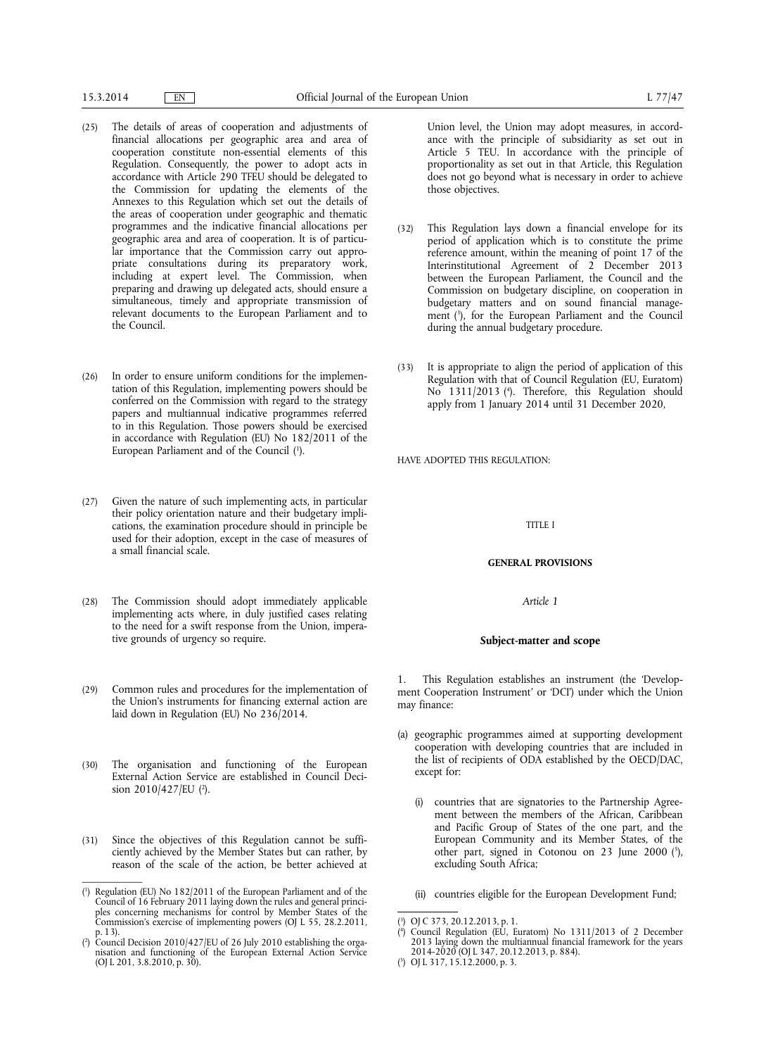(25) The details of areas of cooperation and adjustments of financial allocations per geographic area and area of cooperation constitute non-essential elements of this Regulation. Consequently, the power to adopt acts in accordance with Article 290 TFEU should be delegated to the Commission for updating the elements of the Annexes to this Regulation which set out the details of the areas of cooperation under geographic and thematic programmes and the indicative financial allocations per geographic area and area of cooperation. It is of particular importance that the Commission carry out appropriate consultations during its preparatory work, including at expert level. The Commission, when preparing and drawing up delegated acts, should ensure a simultaneous, timely and appropriate transmission of relevant documents to the European Parliament and to the Council.

(26) In order to ensure uniform conditions for the implementation of this Regulation, implementing powers should be conferred on the Commission with regard to the strategy papers and multiannual indicative programmes referred to in this Regulation. Those powers should be exercised in accordance with Regulation (EU) No 182/2011 of the European Parliament and of the Council [1].

(27) Given the nature of such implementing acts, in particular their policy orientation nature and their budgetary implications, the examination procedure should in principle be used for their adoption, except in the case of measures of a small financial scale.

(28) The Commission should adopt immediately applicable implementing acts where, in duly justified cases relating to the need for a swift response from the Union, imperative grounds of urgency so require.

(29) Common rules and procedures for the implementation of the Union's instruments for financing external action are laid down in Regulation (EU) No 236/2014.

(30) The organisation and functioning of the European External Action Service are established in Council Decision 2010/427/EU [2].

(31) Since the objectives of this Regulation cannot be sufficiently achieved by the Member States but can rather, by reason of the scale of the action, be better achieved at Union level, the Union may adopt measures, in accordance with the principle of subsidiarity as set out in Article 5 TEU. In accordance with the principle of proportionality as set out in that Article, this Regulation does not go beyond what is necessary in order to achieve those objectives.

(32) This Regulation lays down a financial envelope for its period of application which is to constitute the prime reference amount, within the meaning of point 17 of the Interinstitutional Agreement of 2 December 2013 between the European Parliament, the Council and the Commission on budgetary discipline, on cooperation in budgetary matters and on sound financial management [3], for the European Parliament and the Council during the annual budgetary procedure.

(33) It is appropriate to align the period of application of this Regulation with that of Council Regulation (EU, Euratom) No 1311/2013 [4]. Therefore, this Regulation should apply from 1 January 2014 until 31 December 2020,

HAVE ADOPTED THIS REGULATION:

## TITLE I

## GENERAL PROVISIONS

### *Article 1*

### Subject-matter and scope

1. This Regulation establishes an instrument (the 'Development Cooperation Instrument' or 'DCI') under which the Union may finance:

(a) geographic programmes aimed at supporting development cooperation with developing countries that are included in the list of recipients of ODA established by the OECD/DAC, except for:

  (i) countries that are signatories to the Partnership Agreement between the members of the African, Caribbean and Pacific Group of States of the one part, and the European Community and its Member States, of the other part, signed in Cotonou on 23 June 2000 [5], excluding South Africa;

  (ii) countries eligible for the European Development Fund;

---

[1] Regulation (EU) No 182/2011 of the European Parliament and of the Council of 16 February 2011 laying down the rules and general principles concerning mechanisms for control by Member States of the Commission's exercise of implementing powers (OJ L 55, 28.2.2011, p. 13).

[2] Council Decision 2010/427/EU of 26 July 2010 establishing the organisation and functioning of the European External Action Service (OJ L 201, 3.8.2010, p. 30).

[3] OJ C 373, 20.12.2013, p. 1.

[4] Council Regulation (EU, Euratom) No 1311/2013 of 2 December 2013 laying down the multiannual financial framework for the years 2014-2020 (OJ L 347, 20.12.2013, p. 884).

[5] OJ L 317, 15.12.2000, p. 3.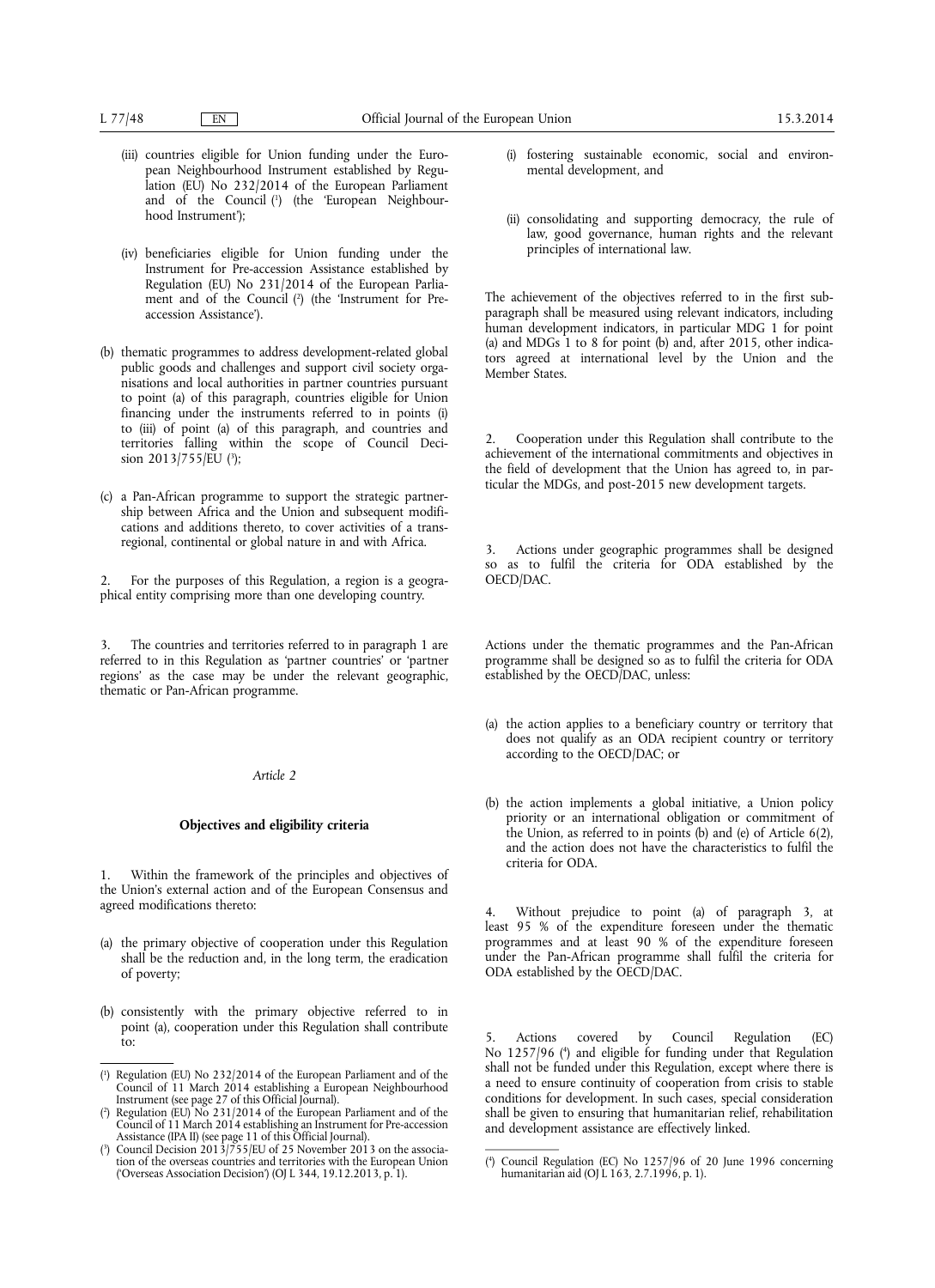(iii) countries eligible for Union funding under the European Neighbourhood Instrument established by Regulation (EU) No 232/2014 of the European Parliament and of the Council [1] (the 'European Neighbourhood Instrument');

(iv) beneficiaries eligible for Union funding under the Instrument for Pre-accession Assistance established by Regulation (EU) No 231/2014 of the European Parliament and of the Council [2] (the 'Instrument for Pre-accession Assistance').

(b) thematic programmes to address development-related global public goods and challenges and support civil society organisations and local authorities in partner countries pursuant to point (a) of this paragraph, countries eligible for Union financing under the instruments referred to in points (i) to (iii) of point (a) of this paragraph, and countries and territories falling within the scope of Council Decision 2013/755/EU [3];

(c) a Pan-African programme to support the strategic partnership between Africa and the Union and subsequent modifications and additions thereto, to cover activities of a trans-regional, continental or global nature in and with Africa.

2. For the purposes of this Regulation, a region is a geographical entity comprising more than one developing country.

3. The countries and territories referred to in paragraph 1 are referred to in this Regulation as 'partner countries' or 'partner regions' as the case may be under the relevant geographic, thematic or Pan-African programme.

*Article 2*

**Objectives and eligibility criteria**

1. Within the framework of the principles and objectives of the Union's external action and of the European Consensus and agreed modifications thereto:

(a) the primary objective of cooperation under this Regulation shall be the reduction and, in the long term, the eradication of poverty;

(b) consistently with the primary objective referred to in point (a), cooperation under this Regulation shall contribute to:

(i) fostering sustainable economic, social and environmental development, and

(ii) consolidating and supporting democracy, the rule of law, good governance, human rights and the relevant principles of international law.

The achievement of the objectives referred to in the first subparagraph shall be measured using relevant indicators, including human development indicators, in particular MDG 1 for point (a) and MDGs 1 to 8 for point (b) and, after 2015, other indicators agreed at international level by the Union and the Member States.

2. Cooperation under this Regulation shall contribute to the achievement of the international commitments and objectives in the field of development that the Union has agreed to, in particular the MDGs, and post-2015 new development targets.

3. Actions under geographic programmes shall be designed so as to fulfil the criteria for ODA established by the OECD/DAC.

Actions under the thematic programmes and the Pan-African programme shall be designed so as to fulfil the criteria for ODA established by the OECD/DAC, unless:

(a) the action applies to a beneficiary country or territory that does not qualify as an ODA recipient country or territory according to the OECD/DAC; or

(b) the action implements a global initiative, a Union policy priority or an international obligation or commitment of the Union, as referred to in points (b) and (e) of Article 6(2), and the action does not have the characteristics to fulfil the criteria for ODA.

4. Without prejudice to point (a) of paragraph 3, at least 95 % of the expenditure foreseen under the thematic programmes and at least 90 % of the expenditure foreseen under the Pan-African programme shall fulfil the criteria for ODA established by the OECD/DAC.

5. Actions covered by Council Regulation (EC) No 1257/96 [4] and eligible for funding under that Regulation shall not be funded under this Regulation, except where there is a need to ensure continuity of cooperation from crisis to stable conditions for development. In such cases, special consideration shall be given to ensuring that humanitarian relief, rehabilitation and development assistance are effectively linked.

---

[1] Regulation (EU) No 232/2014 of the European Parliament and of the Council of 11 March 2014 establishing a European Neighbourhood Instrument (see page 27 of this Official Journal).

[2] Regulation (EU) No 231/2014 of the European Parliament and of the Council of 11 March 2014 establishing an Instrument for Pre-accession Assistance (IPA II) (see page 11 of this Official Journal).

[3] Council Decision 2013/755/EU of 25 November 2013 on the association of the overseas countries and territories with the European Union ('Overseas Association Decision') (OJ L 344, 19.12.2013, p. 1).

[4] Council Regulation (EC) No 1257/96 of 20 June 1996 concerning humanitarian aid (OJ L 163, 2.7.1996, p. 1).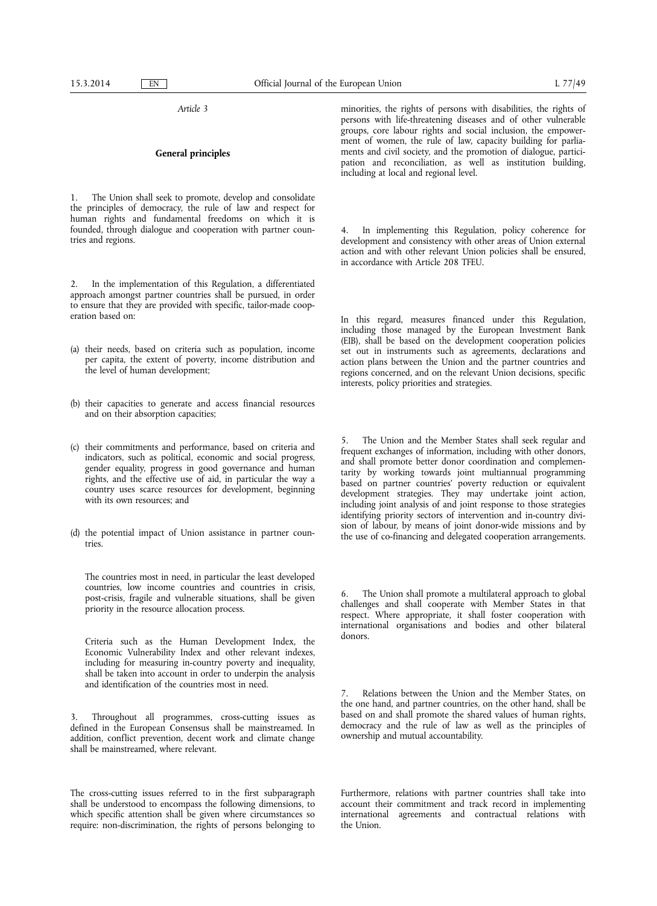*Article 3*

**General principles**

1. The Union shall seek to promote, develop and consolidate the principles of democracy, the rule of law and respect for human rights and fundamental freedoms on which it is founded, through dialogue and cooperation with partner countries and regions.

2. In the implementation of this Regulation, a differentiated approach amongst partner countries shall be pursued, in order to ensure that they are provided with specific, tailor-made cooperation based on:

(a) their needs, based on criteria such as population, income per capita, the extent of poverty, income distribution and the level of human development;

(b) their capacities to generate and access financial resources and on their absorption capacities;

(c) their commitments and performance, based on criteria and indicators, such as political, economic and social progress, gender equality, progress in good governance and human rights, and the effective use of aid, in particular the way a country uses scarce resources for development, beginning with its own resources; and

(d) the potential impact of Union assistance in partner countries.

The countries most in need, in particular the least developed countries, low income countries and countries in crisis, post-crisis, fragile and vulnerable situations, shall be given priority in the resource allocation process.

Criteria such as the Human Development Index, the Economic Vulnerability Index and other relevant indexes, including for measuring in-country poverty and inequality, shall be taken into account in order to underpin the analysis and identification of the countries most in need.

3. Throughout all programmes, cross-cutting issues as defined in the European Consensus shall be mainstreamed. In addition, conflict prevention, decent work and climate change shall be mainstreamed, where relevant.

The cross-cutting issues referred to in the first subparagraph shall be understood to encompass the following dimensions, to which specific attention shall be given where circumstances so require: non-discrimination, the rights of persons belonging to minorities, the rights of persons with disabilities, the rights of persons with life-threatening diseases and of other vulnerable groups, core labour rights and social inclusion, the empowerment of women, the rule of law, capacity building for parliaments and civil society, and the promotion of dialogue, participation and reconciliation, as well as institution building, including at local and regional level.

4. In implementing this Regulation, policy coherence for development and consistency with other areas of Union external action and with other relevant Union policies shall be ensured, in accordance with Article 208 TFEU.

In this regard, measures financed under this Regulation, including those managed by the European Investment Bank (EIB), shall be based on the development cooperation policies set out in instruments such as agreements, declarations and action plans between the Union and the partner countries and regions concerned, and on the relevant Union decisions, specific interests, policy priorities and strategies.

5. The Union and the Member States shall seek regular and frequent exchanges of information, including with other donors, and shall promote better donor coordination and complementarity by working towards joint multiannual programming based on partner countries' poverty reduction or equivalent development strategies. They may undertake joint action, including joint analysis of and joint response to those strategies identifying priority sectors of intervention and in-country division of labour, by means of joint donor-wide missions and by the use of co-financing and delegated cooperation arrangements.

6. The Union shall promote a multilateral approach to global challenges and shall cooperate with Member States in that respect. Where appropriate, it shall foster cooperation with international organisations and bodies and other bilateral donors.

7. Relations between the Union and the Member States, on the one hand, and partner countries, on the other hand, shall be based on and shall promote the shared values of human rights, democracy and the rule of law as well as the principles of ownership and mutual accountability.

Furthermore, relations with partner countries shall take into account their commitment and track record in implementing international agreements and contractual relations with the Union.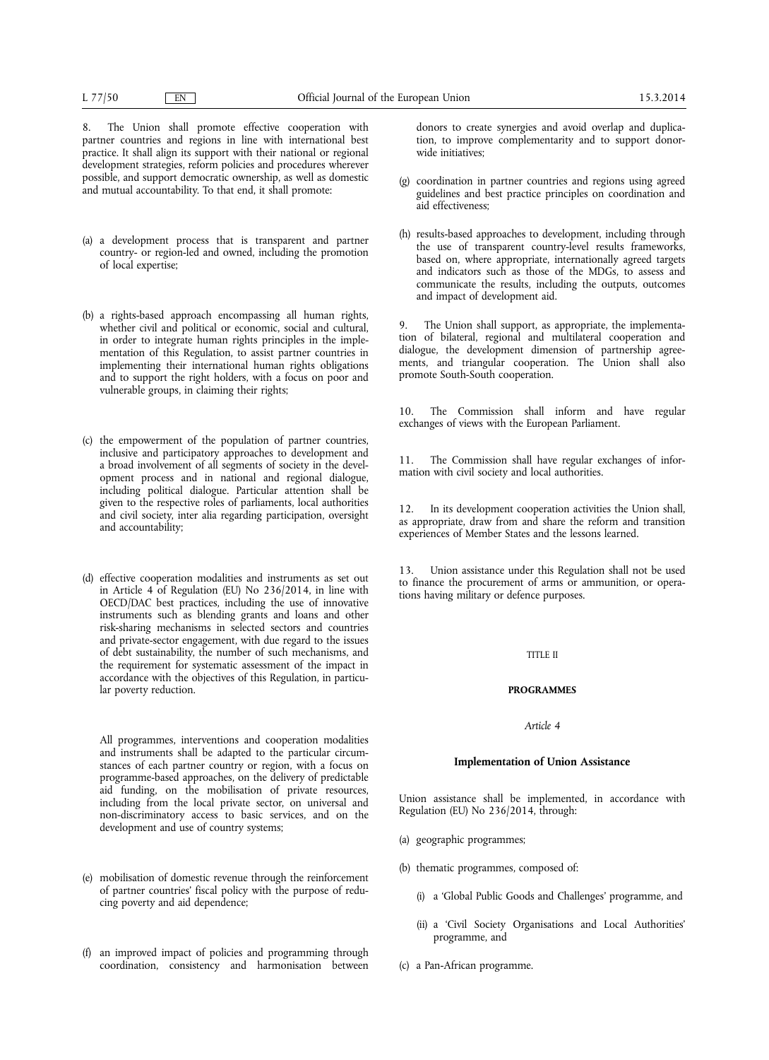8. The Union shall promote effective cooperation with partner countries and regions in line with international best practice. It shall align its support with their national or regional development strategies, reform policies and procedures wherever possible, and support democratic ownership, as well as domestic and mutual accountability. To that end, it shall promote:

(a) a development process that is transparent and partner country- or region-led and owned, including the promotion of local expertise;

(b) a rights-based approach encompassing all human rights, whether civil and political or economic, social and cultural, in order to integrate human rights principles in the implementation of this Regulation, to assist partner countries in implementing their international human rights obligations and to support the right holders, with a focus on poor and vulnerable groups, in claiming their rights;

(c) the empowerment of the population of partner countries, inclusive and participatory approaches to development and a broad involvement of all segments of society in the development process and in national and regional dialogue, including political dialogue. Particular attention shall be given to the respective roles of parliaments, local authorities and civil society, inter alia regarding participation, oversight and accountability;

(d) effective cooperation modalities and instruments as set out in Article 4 of Regulation (EU) No 236/2014, in line with OECD/DAC best practices, including the use of innovative instruments such as blending grants and loans and other risk-sharing mechanisms in selected sectors and countries and private-sector engagement, with due regard to the issues of debt sustainability, the number of such mechanisms, and the requirement for systematic assessment of the impact in accordance with the objectives of this Regulation, in particular poverty reduction.

All programmes, interventions and cooperation modalities and instruments shall be adapted to the particular circumstances of each partner country or region, with a focus on programme-based approaches, on the delivery of predictable aid funding, on the mobilisation of private resources, including from the local private sector, on universal and non-discriminatory access to basic services, and on the development and use of country systems;

(e) mobilisation of domestic revenue through the reinforcement of partner countries' fiscal policy with the purpose of reducing poverty and aid dependence;

(f) an improved impact of policies and programming through coordination, consistency and harmonisation between donors to create synergies and avoid overlap and duplication, to improve complementarity and to support donor-wide initiatives;

(g) coordination in partner countries and regions using agreed guidelines and best practice principles on coordination and aid effectiveness;

(h) results-based approaches to development, including through the use of transparent country-level results frameworks, based on, where appropriate, internationally agreed targets and indicators such as those of the MDGs, to assess and communicate the results, including the outputs, outcomes and impact of development aid.

9. The Union shall support, as appropriate, the implementation of bilateral, regional and multilateral cooperation and dialogue, the development dimension of partnership agreements, and triangular cooperation. The Union shall also promote South-South cooperation.

10. The Commission shall inform and have regular exchanges of views with the European Parliament.

11. The Commission shall have regular exchanges of information with civil society and local authorities.

12. In its development cooperation activities the Union shall, as appropriate, draw from and share the reform and transition experiences of Member States and the lessons learned.

13. Union assistance under this Regulation shall not be used to finance the procurement of arms or ammunition, or operations having military or defence purposes.

## TITLE II

## PROGRAMMES

*Article 4*

### Implementation of Union Assistance

Union assistance shall be implemented, in accordance with Regulation (EU) No 236/2014, through:

(a) geographic programmes;

(b) thematic programmes, composed of:

(i) a 'Global Public Goods and Challenges' programme, and

(ii) a 'Civil Society Organisations and Local Authorities' programme, and

(c) a Pan-African programme.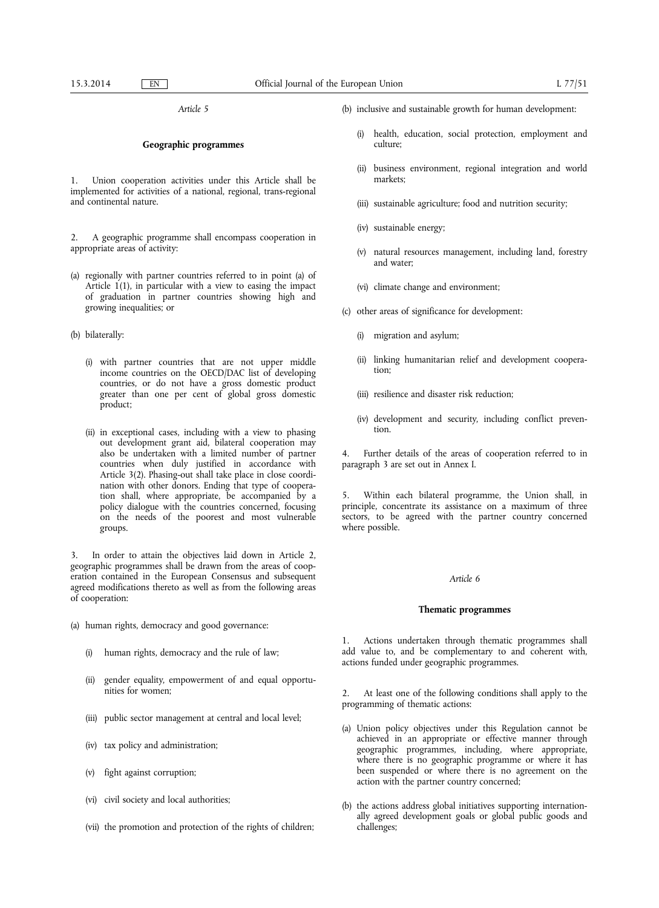*Article 5*

**Geographic programmes**

1. Union cooperation activities under this Article shall be implemented for activities of a national, regional, trans-regional and continental nature.

2. A geographic programme shall encompass cooperation in appropriate areas of activity:

(a) regionally with partner countries referred to in point (a) of Article 1(1), in particular with a view to easing the impact of graduation in partner countries showing high and growing inequalities; or

(b) bilaterally:

(i) with partner countries that are not upper middle income countries on the OECD/DAC list of developing countries, or do not have a gross domestic product greater than one per cent of global gross domestic product;

(ii) in exceptional cases, including with a view to phasing out development grant aid, bilateral cooperation may also be undertaken with a limited number of partner countries when duly justified in accordance with Article 3(2). Phasing-out shall take place in close coordination with other donors. Ending that type of cooperation shall, where appropriate, be accompanied by a policy dialogue with the countries concerned, focusing on the needs of the poorest and most vulnerable groups.

3. In order to attain the objectives laid down in Article 2, geographic programmes shall be drawn from the areas of cooperation contained in the European Consensus and subsequent agreed modifications thereto as well as from the following areas of cooperation:

(a) human rights, democracy and good governance:

(i) human rights, democracy and the rule of law;

(ii) gender equality, empowerment of and equal opportunities for women;

(iii) public sector management at central and local level;

(iv) tax policy and administration;

(v) fight against corruption;

(vi) civil society and local authorities;

(vii) the promotion and protection of the rights of children;

(b) inclusive and sustainable growth for human development:

(i) health, education, social protection, employment and culture;

(ii) business environment, regional integration and world markets;

(iii) sustainable agriculture; food and nutrition security;

(iv) sustainable energy;

(v) natural resources management, including land, forestry and water;

(vi) climate change and environment;

(c) other areas of significance for development:

(i) migration and asylum;

(ii) linking humanitarian relief and development cooperation;

(iii) resilience and disaster risk reduction;

(iv) development and security, including conflict prevention.

4. Further details of the areas of cooperation referred to in paragraph 3 are set out in Annex I.

5. Within each bilateral programme, the Union shall, in principle, concentrate its assistance on a maximum of three sectors, to be agreed with the partner country concerned where possible.

*Article 6*

**Thematic programmes**

1. Actions undertaken through thematic programmes shall add value to, and be complementary to and coherent with, actions funded under geographic programmes.

2. At least one of the following conditions shall apply to the programming of thematic actions:

(a) Union policy objectives under this Regulation cannot be achieved in an appropriate or effective manner through geographic programmes, including, where appropriate, where there is no geographic programme or where it has been suspended or where there is no agreement on the action with the partner country concerned;

(b) the actions address global initiatives supporting internationally agreed development goals or global public goods and challenges;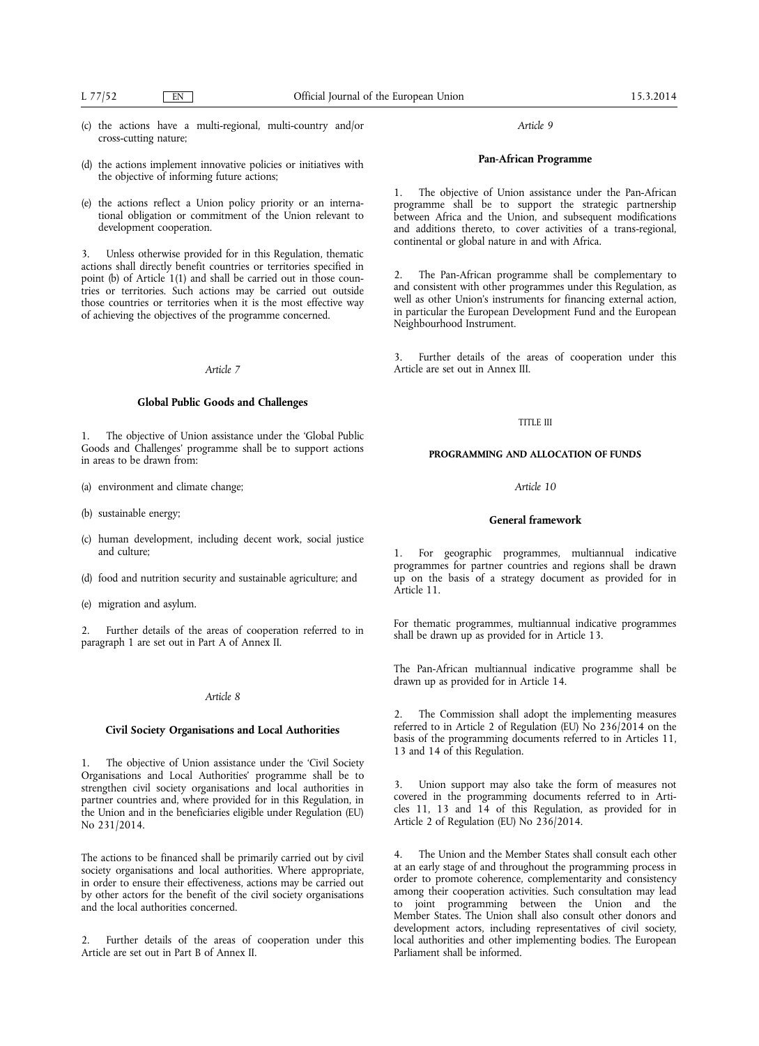(c) the actions have a multi-regional, multi-country and/or cross-cutting nature;

(d) the actions implement innovative policies or initiatives with the objective of informing future actions;

(e) the actions reflect a Union policy priority or an international obligation or commitment of the Union relevant to development cooperation.

3. Unless otherwise provided for in this Regulation, thematic actions shall directly benefit countries or territories specified in point (b) of Article 1(1) and shall be carried out in those countries or territories. Such actions may be carried out outside those countries or territories when it is the most effective way of achieving the objectives of the programme concerned.

*Article 7*

**Global Public Goods and Challenges**

1. The objective of Union assistance under the 'Global Public Goods and Challenges' programme shall be to support actions in areas to be drawn from:

(a) environment and climate change;

(b) sustainable energy;

(c) human development, including decent work, social justice and culture;

(d) food and nutrition security and sustainable agriculture; and

(e) migration and asylum.

2. Further details of the areas of cooperation referred to in paragraph 1 are set out in Part A of Annex II.

*Article 8*

**Civil Society Organisations and Local Authorities**

1. The objective of Union assistance under the 'Civil Society Organisations and Local Authorities' programme shall be to strengthen civil society organisations and local authorities in partner countries and, where provided for in this Regulation, in the Union and in the beneficiaries eligible under Regulation (EU) No 231/2014.

The actions to be financed shall be primarily carried out by civil society organisations and local authorities. Where appropriate, in order to ensure their effectiveness, actions may be carried out by other actors for the benefit of the civil society organisations and the local authorities concerned.

2. Further details of the areas of cooperation under this Article are set out in Part B of Annex II.

*Article 9*

**Pan-African Programme**

1. The objective of Union assistance under the Pan-African programme shall be to support the strategic partnership between Africa and the Union, and subsequent modifications and additions thereto, to cover activities of a trans-regional, continental or global nature in and with Africa.

2. The Pan-African programme shall be complementary to and consistent with other programmes under this Regulation, as well as other Union's instruments for financing external action, in particular the European Development Fund and the European Neighbourhood Instrument.

3. Further details of the areas of cooperation under this Article are set out in Annex III.

TITLE III

**PROGRAMMING AND ALLOCATION OF FUNDS**

*Article 10*

**General framework**

1. For geographic programmes, multiannual indicative programmes for partner countries and regions shall be drawn up on the basis of a strategy document as provided for in Article 11.

For thematic programmes, multiannual indicative programmes shall be drawn up as provided for in Article 13.

The Pan-African multiannual indicative programme shall be drawn up as provided for in Article 14.

2. The Commission shall adopt the implementing measures referred to in Article 2 of Regulation (EU) No 236/2014 on the basis of the programming documents referred to in Articles 11, 13 and 14 of this Regulation.

3. Union support may also take the form of measures not covered in the programming documents referred to in Articles 11, 13 and 14 of this Regulation, as provided for in Article 2 of Regulation (EU) No 236/2014.

4. The Union and the Member States shall consult each other at an early stage of and throughout the programming process in order to promote coherence, complementarity and consistency among their cooperation activities. Such consultation may lead to joint programming between the Union and the Member States. The Union shall also consult other donors and development actors, including representatives of civil society, local authorities and other implementing bodies. The European Parliament shall be informed.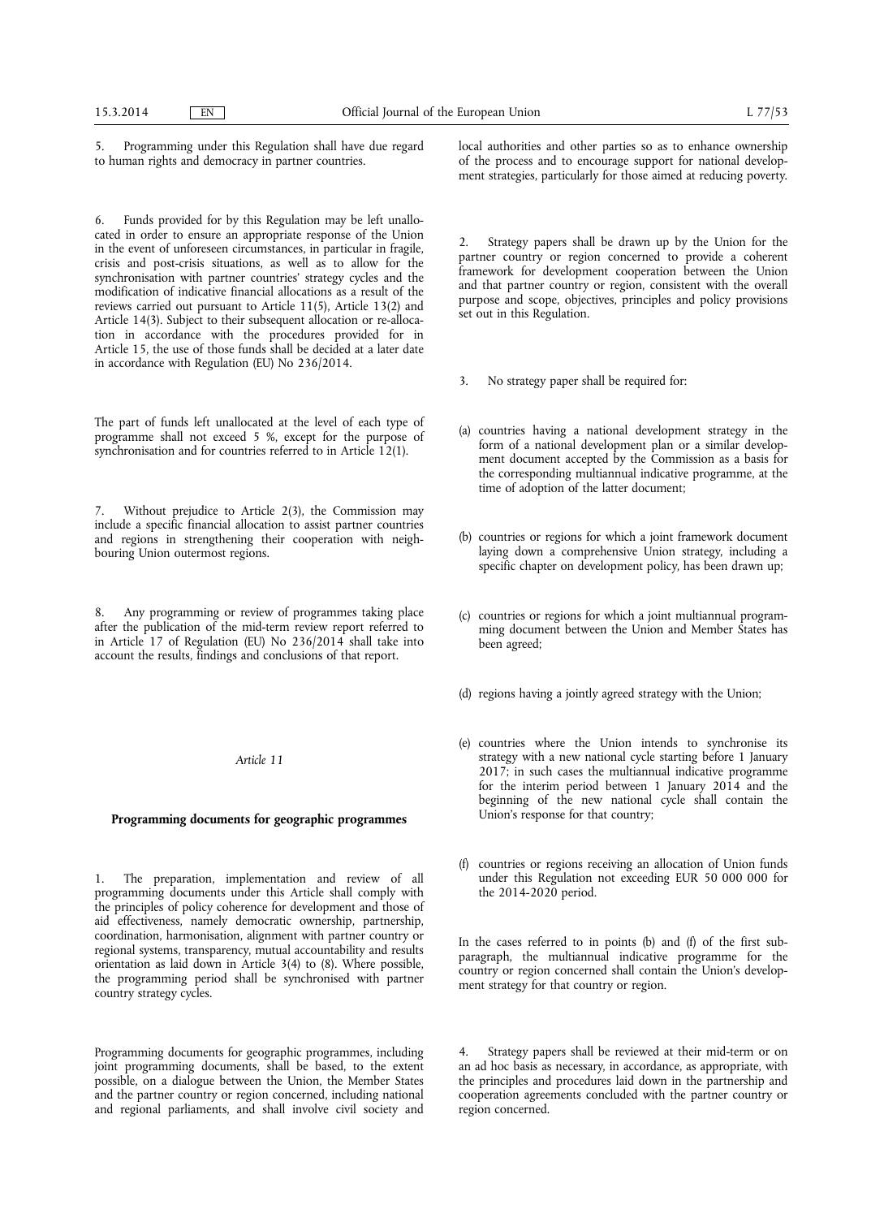5. Programming under this Regulation shall have due regard to human rights and democracy in partner countries.

6. Funds provided for by this Regulation may be left unallocated in order to ensure an appropriate response of the Union in the event of unforeseen circumstances, in particular in fragile, crisis and post-crisis situations, as well as to allow for the synchronisation with partner countries' strategy cycles and the modification of indicative financial allocations as a result of the reviews carried out pursuant to Article 11(5), Article 13(2) and Article 14(3). Subject to their subsequent allocation or re-allocation in accordance with the procedures provided for in Article 15, the use of those funds shall be decided at a later date in accordance with Regulation (EU) No 236/2014.

The part of funds left unallocated at the level of each type of programme shall not exceed 5 %, except for the purpose of synchronisation and for countries referred to in Article 12(1).

7. Without prejudice to Article 2(3), the Commission may include a specific financial allocation to assist partner countries and regions in strengthening their cooperation with neighbouring Union outermost regions.

8. Any programming or review of programmes taking place after the publication of the mid-term review report referred to in Article 17 of Regulation (EU) No 236/2014 shall take into account the results, findings and conclusions of that report.

*Article 11*

**Programming documents for geographic programmes**

1. The preparation, implementation and review of all programming documents under this Article shall comply with the principles of policy coherence for development and those of aid effectiveness, namely democratic ownership, partnership, coordination, harmonisation, alignment with partner country or regional systems, transparency, mutual accountability and results orientation as laid down in Article 3(4) to (8). Where possible, the programming period shall be synchronised with partner country strategy cycles.

Programming documents for geographic programmes, including joint programming documents, shall be based, to the extent possible, on a dialogue between the Union, the Member States and the partner country or region concerned, including national and regional parliaments, and shall involve civil society and local authorities and other parties so as to enhance ownership of the process and to encourage support for national development strategies, particularly for those aimed at reducing poverty.

2. Strategy papers shall be drawn up by the Union for the partner country or region concerned to provide a coherent framework for development cooperation between the Union and that partner country or region, consistent with the overall purpose and scope, objectives, principles and policy provisions set out in this Regulation.

3. No strategy paper shall be required for:

(a) countries having a national development strategy in the form of a national development plan or a similar development document accepted by the Commission as a basis for the corresponding multiannual indicative programme, at the time of adoption of the latter document;

(b) countries or regions for which a joint framework document laying down a comprehensive Union strategy, including a specific chapter on development policy, has been drawn up;

(c) countries or regions for which a joint multiannual programming document between the Union and Member States has been agreed;

(d) regions having a jointly agreed strategy with the Union;

(e) countries where the Union intends to synchronise its strategy with a new national cycle starting before 1 January 2017; in such cases the multiannual indicative programme for the interim period between 1 January 2014 and the beginning of the new national cycle shall contain the Union's response for that country;

(f) countries or regions receiving an allocation of Union funds under this Regulation not exceeding EUR 50 000 000 for the 2014-2020 period.

In the cases referred to in points (b) and (f) of the first subparagraph, the multiannual indicative programme for the country or region concerned shall contain the Union's development strategy for that country or region.

4. Strategy papers shall be reviewed at their mid-term or on an ad hoc basis as necessary, in accordance, as appropriate, with the principles and procedures laid down in the partnership and cooperation agreements concluded with the partner country or region concerned.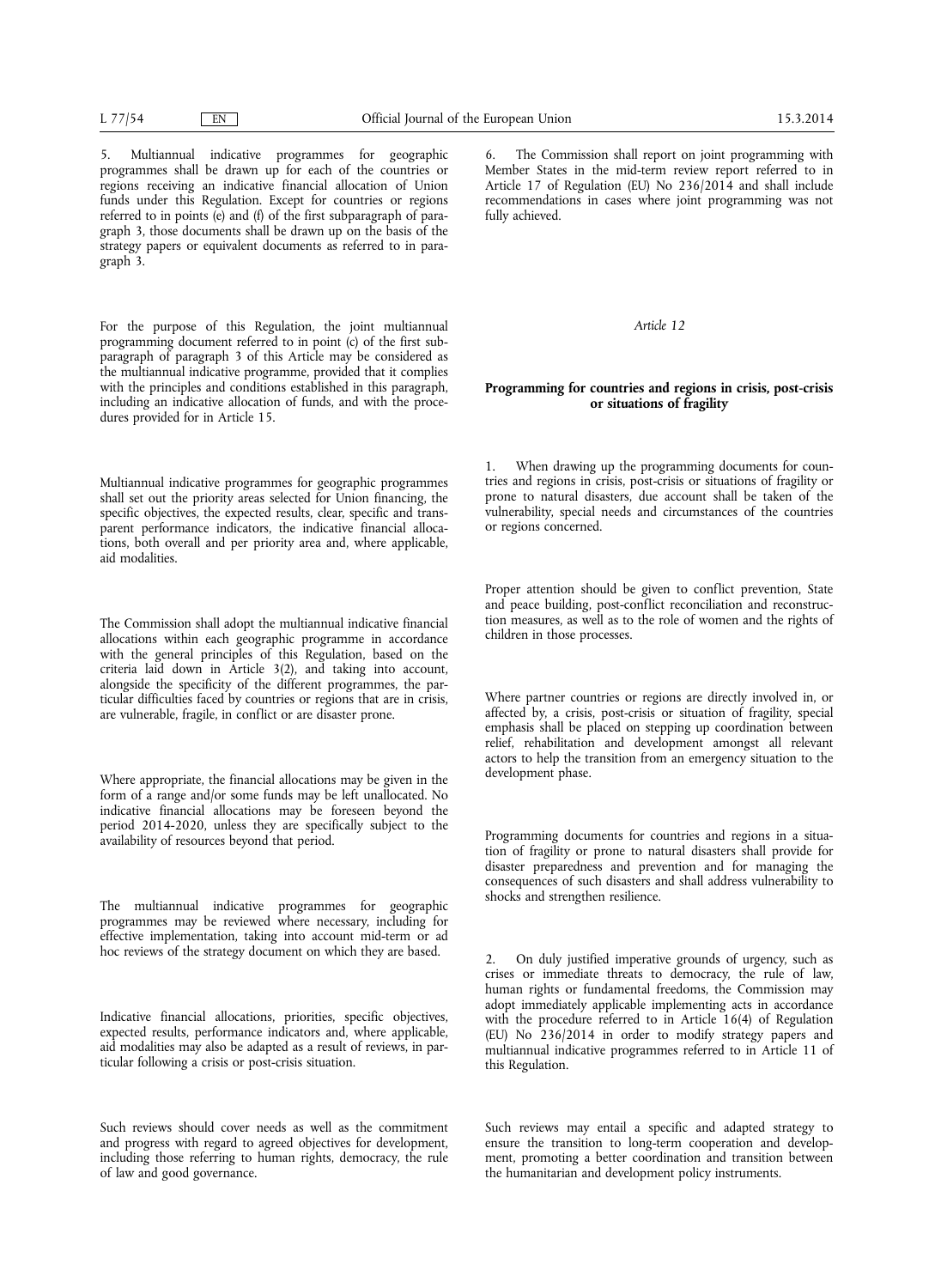5. Multiannual indicative programmes for geographic programmes shall be drawn up for each of the countries or regions receiving an indicative financial allocation of Union funds under this Regulation. Except for countries or regions referred to in points (e) and (f) of the first subparagraph of paragraph 3, those documents shall be drawn up on the basis of the strategy papers or equivalent documents as referred to in paragraph 3.

For the purpose of this Regulation, the joint multiannual programming document referred to in point (c) of the first subparagraph of paragraph 3 of this Article may be considered as the multiannual indicative programme, provided that it complies with the principles and conditions established in this paragraph, including an indicative allocation of funds, and with the procedures provided for in Article 15.

Multiannual indicative programmes for geographic programmes shall set out the priority areas selected for Union financing, the specific objectives, the expected results, clear, specific and transparent performance indicators, the indicative financial allocations, both overall and per priority area and, where applicable, aid modalities.

The Commission shall adopt the multiannual indicative financial allocations within each geographic programme in accordance with the general principles of this Regulation, based on the criteria laid down in Article 3(2), and taking into account, alongside the specificity of the different programmes, the particular difficulties faced by countries or regions that are in crisis, are vulnerable, fragile, in conflict or are disaster prone.

Where appropriate, the financial allocations may be given in the form of a range and/or some funds may be left unallocated. No indicative financial allocations may be foreseen beyond the period 2014-2020, unless they are specifically subject to the availability of resources beyond that period.

The multiannual indicative programmes for geographic programmes may be reviewed where necessary, including for effective implementation, taking into account mid-term or ad hoc reviews of the strategy document on which they are based.

Indicative financial allocations, priorities, specific objectives, expected results, performance indicators and, where applicable, aid modalities may also be adapted as a result of reviews, in particular following a crisis or post-crisis situation.

Such reviews should cover needs as well as the commitment and progress with regard to agreed objectives for development, including those referring to human rights, democracy, the rule of law and good governance.

6. The Commission shall report on joint programming with Member States in the mid-term review report referred to in Article 17 of Regulation (EU) No 236/2014 and shall include recommendations in cases where joint programming was not fully achieved.

*Article 12*

**Programming for countries and regions in crisis, post-crisis or situations of fragility**

1. When drawing up the programming documents for countries and regions in crisis, post-crisis or situations of fragility or prone to natural disasters, due account shall be taken of the vulnerability, special needs and circumstances of the countries or regions concerned.

Proper attention should be given to conflict prevention, State and peace building, post-conflict reconciliation and reconstruction measures, as well as to the role of women and the rights of children in those processes.

Where partner countries or regions are directly involved in, or affected by, a crisis, post-crisis or situation of fragility, special emphasis shall be placed on stepping up coordination between relief, rehabilitation and development amongst all relevant actors to help the transition from an emergency situation to the development phase.

Programming documents for countries and regions in a situation of fragility or prone to natural disasters shall provide for disaster preparedness and prevention and for managing the consequences of such disasters and shall address vulnerability to shocks and strengthen resilience.

2. On duly justified imperative grounds of urgency, such as crises or immediate threats to democracy, the rule of law, human rights or fundamental freedoms, the Commission may adopt immediately applicable implementing acts in accordance with the procedure referred to in Article 16(4) of Regulation (EU) No 236/2014 in order to modify strategy papers and multiannual indicative programmes referred to in Article 11 of this Regulation.

Such reviews may entail a specific and adapted strategy to ensure the transition to long-term cooperation and development, promoting a better coordination and transition between the humanitarian and development policy instruments.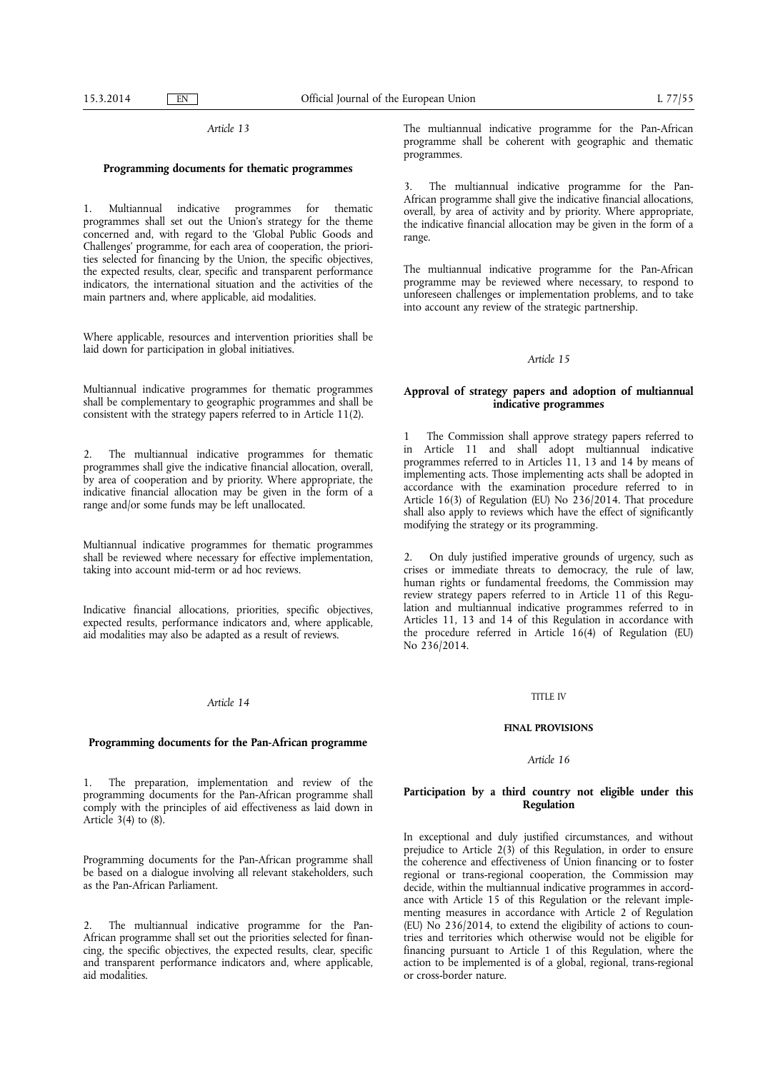*Article 13*

**Programming documents for thematic programmes**

1. Multiannual indicative programmes for thematic programmes shall set out the Union's strategy for the theme concerned and, with regard to the 'Global Public Goods and Challenges' programme, for each area of cooperation, the priorities selected for financing by the Union, the specific objectives, the expected results, clear, specific and transparent performance indicators, the international situation and the activities of the main partners and, where applicable, aid modalities.

Where applicable, resources and intervention priorities shall be laid down for participation in global initiatives.

Multiannual indicative programmes for thematic programmes shall be complementary to geographic programmes and shall be consistent with the strategy papers referred to in Article 11(2).

2. The multiannual indicative programmes for thematic programmes shall give the indicative financial allocation, overall, by area of cooperation and by priority. Where appropriate, the indicative financial allocation may be given in the form of a range and/or some funds may be left unallocated.

Multiannual indicative programmes for thematic programmes shall be reviewed where necessary for effective implementation, taking into account mid-term or ad hoc reviews.

Indicative financial allocations, priorities, specific objectives, expected results, performance indicators and, where applicable, aid modalities may also be adapted as a result of reviews.

*Article 14*

**Programming documents for the Pan-African programme**

1. The preparation, implementation and review of the programming documents for the Pan-African programme shall comply with the principles of aid effectiveness as laid down in Article 3(4) to (8).

Programming documents for the Pan-African programme shall be based on a dialogue involving all relevant stakeholders, such as the Pan-African Parliament.

2. The multiannual indicative programme for the Pan-African programme shall set out the priorities selected for financing, the specific objectives, the expected results, clear, specific and transparent performance indicators and, where applicable, aid modalities.

The multiannual indicative programme for the Pan-African programme shall be coherent with geographic and thematic programmes.

3. The multiannual indicative programme for the Pan-African programme shall give the indicative financial allocations, overall, by area of activity and by priority. Where appropriate, the indicative financial allocation may be given in the form of a range.

The multiannual indicative programme for the Pan-African programme may be reviewed where necessary, to respond to unforeseen challenges or implementation problems, and to take into account any review of the strategic partnership.

*Article 15*

**Approval of strategy papers and adoption of multiannual indicative programmes**

1 The Commission shall approve strategy papers referred to in Article 11 and shall adopt multiannual indicative programmes referred to in Articles 11, 13 and 14 by means of implementing acts. Those implementing acts shall be adopted in accordance with the examination procedure referred to in Article 16(3) of Regulation (EU) No 236/2014. That procedure shall also apply to reviews which have the effect of significantly modifying the strategy or its programming.

2. On duly justified imperative grounds of urgency, such as crises or immediate threats to democracy, the rule of law, human rights or fundamental freedoms, the Commission may review strategy papers referred to in Article 11 of this Regulation and multiannual indicative programmes referred to in Articles 11, 13 and 14 of this Regulation in accordance with the procedure referred in Article 16(4) of Regulation (EU) No 236/2014.

TITLE IV

**FINAL PROVISIONS**

*Article 16*

**Participation by a third country not eligible under this Regulation**

In exceptional and duly justified circumstances, and without prejudice to Article 2(3) of this Regulation, in order to ensure the coherence and effectiveness of Union financing or to foster regional or trans-regional cooperation, the Commission may decide, within the multiannual indicative programmes in accordance with Article 15 of this Regulation or the relevant implementing measures in accordance with Article 2 of Regulation (EU) No 236/2014, to extend the eligibility of actions to countries and territories which otherwise would not be eligible for financing pursuant to Article 1 of this Regulation, where the action to be implemented is of a global, regional, trans-regional or cross-border nature.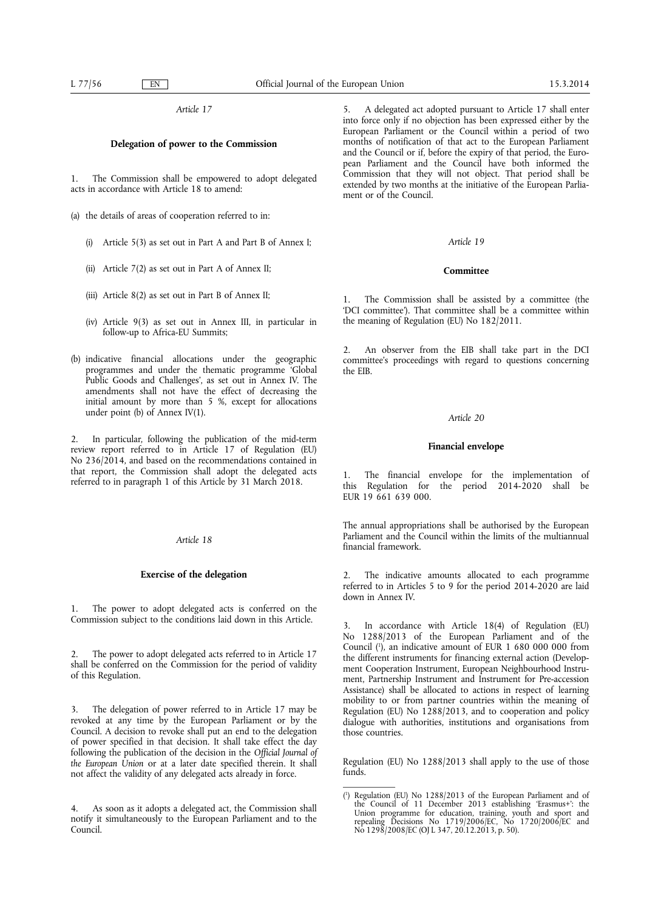*Article 17*

**Delegation of power to the Commission**

1. The Commission shall be empowered to adopt delegated acts in accordance with Article 18 to amend:

(a) the details of areas of cooperation referred to in:

   (i) Article 5(3) as set out in Part A and Part B of Annex I;

   (ii) Article 7(2) as set out in Part A of Annex II;

   (iii) Article 8(2) as set out in Part B of Annex II;

   (iv) Article 9(3) as set out in Annex III, in particular in follow-up to Africa-EU Summits;

(b) indicative financial allocations under the geographic programmes and under the thematic programme 'Global Public Goods and Challenges', as set out in Annex IV. The amendments shall not have the effect of decreasing the initial amount by more than 5 %, except for allocations under point (b) of Annex IV(1).

2. In particular, following the publication of the mid-term review report referred to in Article 17 of Regulation (EU) No 236/2014, and based on the recommendations contained in that report, the Commission shall adopt the delegated acts referred to in paragraph 1 of this Article by 31 March 2018.

*Article 18*

**Exercise of the delegation**

1. The power to adopt delegated acts is conferred on the Commission subject to the conditions laid down in this Article.

2. The power to adopt delegated acts referred to in Article 17 shall be conferred on the Commission for the period of validity of this Regulation.

3. The delegation of power referred to in Article 17 may be revoked at any time by the European Parliament or by the Council. A decision to revoke shall put an end to the delegation of power specified in that decision. It shall take effect the day following the publication of the decision in the *Official Journal of the European Union* or at a later date specified therein. It shall not affect the validity of any delegated acts already in force.

4. As soon as it adopts a delegated act, the Commission shall notify it simultaneously to the European Parliament and to the Council.

5. A delegated act adopted pursuant to Article 17 shall enter into force only if no objection has been expressed either by the European Parliament or the Council within a period of two months of notification of that act to the European Parliament and the Council or if, before the expiry of that period, the European Parliament and the Council have both informed the Commission that they will not object. That period shall be extended by two months at the initiative of the European Parliament or of the Council.

*Article 19*

**Committee**

1. The Commission shall be assisted by a committee (the 'DCI committee'). That committee shall be a committee within the meaning of Regulation (EU) No 182/2011.

2. An observer from the EIB shall take part in the DCI committee's proceedings with regard to questions concerning the EIB.

*Article 20*

**Financial envelope**

1. The financial envelope for the implementation of this Regulation for the period 2014-2020 shall be EUR 19 661 639 000.

The annual appropriations shall be authorised by the European Parliament and the Council within the limits of the multiannual financial framework.

2. The indicative amounts allocated to each programme referred to in Articles 5 to 9 for the period 2014-2020 are laid down in Annex IV.

3. In accordance with Article 18(4) of Regulation (EU) No 1288/2013 of the European Parliament and of the Council [1], an indicative amount of EUR 1 680 000 000 from the different instruments for financing external action (Development Cooperation Instrument, European Neighbourhood Instrument, Partnership Instrument and Instrument for Pre-accession Assistance) shall be allocated to actions in respect of learning mobility to or from partner countries within the meaning of Regulation (EU) No 1288/2013, and to cooperation and policy dialogue with authorities, institutions and organisations from those countries.

Regulation (EU) No 1288/2013 shall apply to the use of those funds.

---

[1] Regulation (EU) No 1288/2013 of the European Parliament and of the Council of 11 December 2013 establishing 'Erasmus+': the Union programme for education, training, youth and sport and repealing Decisions No 1719/2006/EC, No 1720/2006/EC and No 1298/2008/EC (OJ L 347, 20.12.2013, p. 50).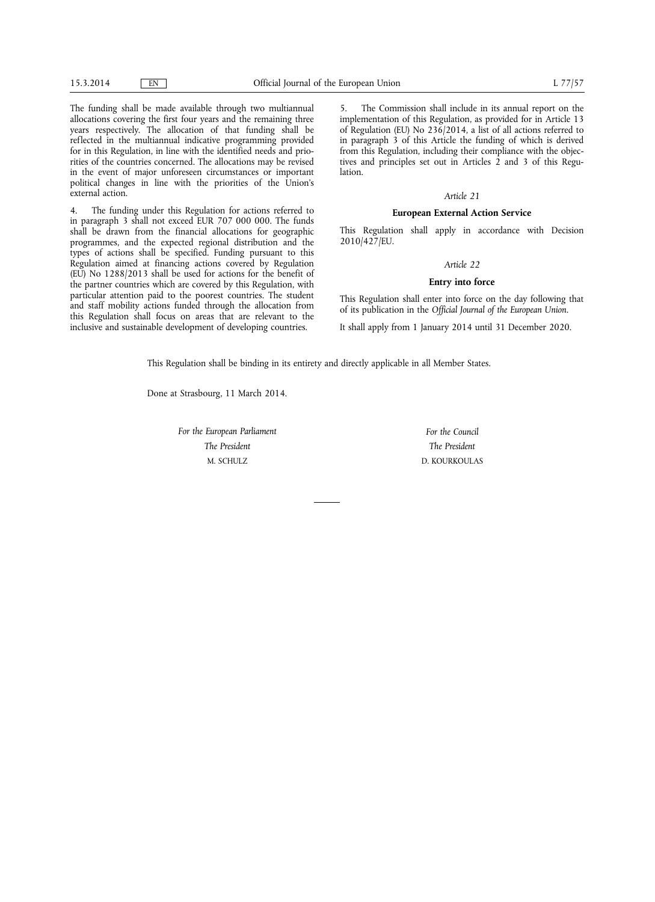The funding shall be made available through two multiannual allocations covering the first four years and the remaining three years respectively. The allocation of that funding shall be reflected in the multiannual indicative programming provided for in this Regulation, in line with the identified needs and priorities of the countries concerned. The allocations may be revised in the event of major unforeseen circumstances or important political changes in line with the priorities of the Union's external action.

4. The funding under this Regulation for actions referred to in paragraph 3 shall not exceed EUR 707 000 000. The funds shall be drawn from the financial allocations for geographic programmes, and the expected regional distribution and the types of actions shall be specified. Funding pursuant to this Regulation aimed at financing actions covered by Regulation (EU) No 1288/2013 shall be used for actions for the benefit of the partner countries which are covered by this Regulation, with particular attention paid to the poorest countries. The student and staff mobility actions funded through the allocation from this Regulation shall focus on areas that are relevant to the inclusive and sustainable development of developing countries.

5. The Commission shall include in its annual report on the implementation of this Regulation, as provided for in Article 13 of Regulation (EU) No 236/2014, a list of all actions referred to in paragraph 3 of this Article the funding of which is derived from this Regulation, including their compliance with the objectives and principles set out in Articles 2 and 3 of this Regulation.

*Article 21*

**European External Action Service**

This Regulation shall apply in accordance with Decision 2010/427/EU.

*Article 22*

**Entry into force**

This Regulation shall enter into force on the day following that of its publication in the *Official Journal of the European Union*.

It shall apply from 1 January 2014 until 31 December 2020.

This Regulation shall be binding in its entirety and directly applicable in all Member States.

Done at Strasbourg, 11 March 2014.

*For the European Parliament*
*The President*
M. SCHULZ

*For the Council*
*The President*
D. KOURKOULAS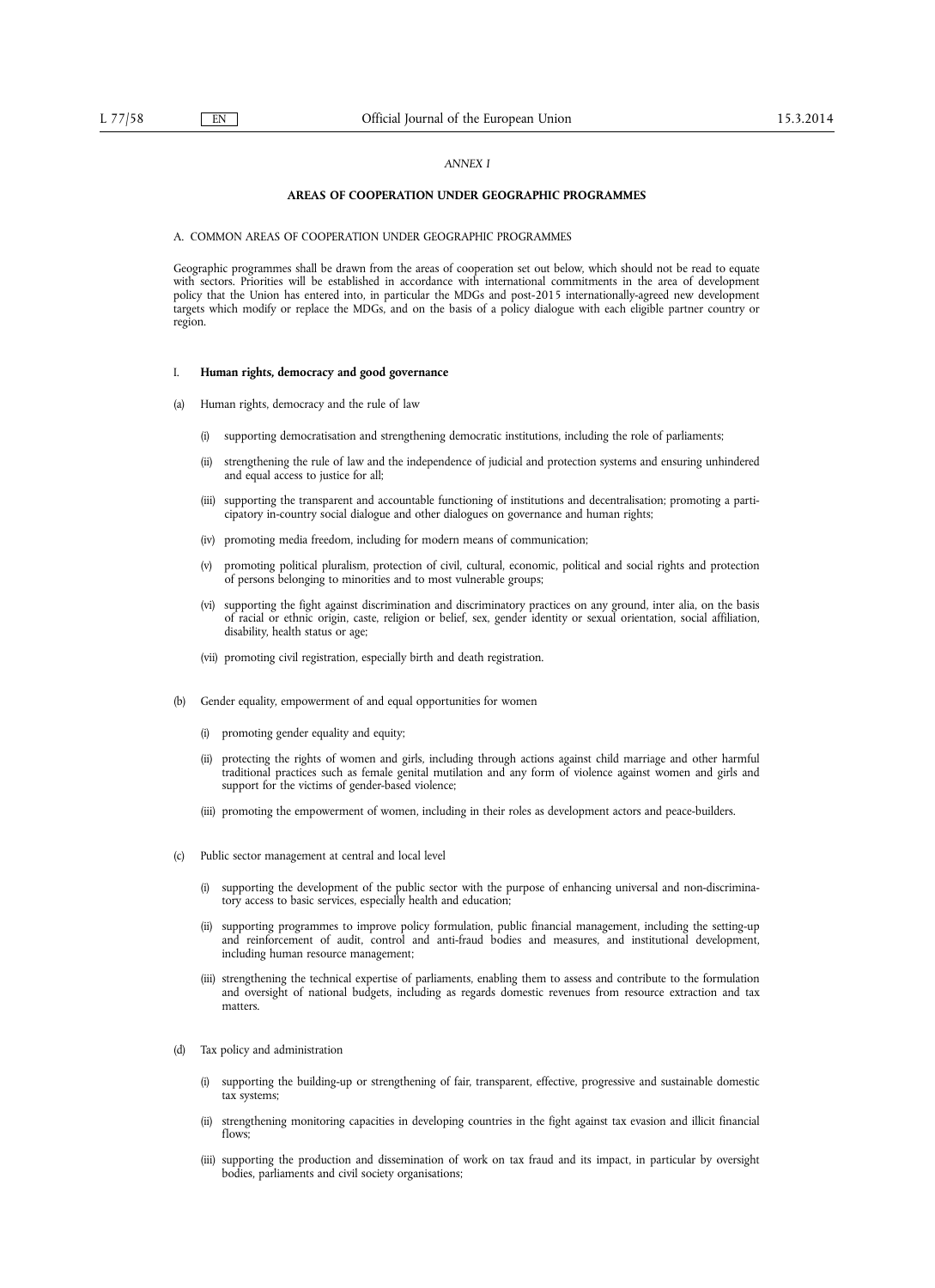*ANNEX I*

**AREAS OF COOPERATION UNDER GEOGRAPHIC PROGRAMMES**

A. COMMON AREAS OF COOPERATION UNDER GEOGRAPHIC PROGRAMMES

Geographic programmes shall be drawn from the areas of cooperation set out below, which should not be read to equate with sectors. Priorities will be established in accordance with international commitments in the area of development policy that the Union has entered into, in particular the MDGs and post-2015 internationally-agreed new development targets which modify or replace the MDGs, and on the basis of a policy dialogue with each eligible partner country or region.

I. **Human rights, democracy and good governance**

(a) Human rights, democracy and the rule of law

(i) supporting democratisation and strengthening democratic institutions, including the role of parliaments;

(ii) strengthening the rule of law and the independence of judicial and protection systems and ensuring unhindered and equal access to justice for all;

(iii) supporting the transparent and accountable functioning of institutions and decentralisation; promoting a participatory in-country social dialogue and other dialogues on governance and human rights;

(iv) promoting media freedom, including for modern means of communication;

(v) promoting political pluralism, protection of civil, cultural, economic, political and social rights and protection of persons belonging to minorities and to most vulnerable groups;

(vi) supporting the fight against discrimination and discriminatory practices on any ground, inter alia, on the basis of racial or ethnic origin, caste, religion or belief, sex, gender identity or sexual orientation, social affiliation, disability, health status or age;

(vii) promoting civil registration, especially birth and death registration.

(b) Gender equality, empowerment of and equal opportunities for women

(i) promoting gender equality and equity;

(ii) protecting the rights of women and girls, including through actions against child marriage and other harmful traditional practices such as female genital mutilation and any form of violence against women and girls and support for the victims of gender-based violence;

(iii) promoting the empowerment of women, including in their roles as development actors and peace-builders.

(c) Public sector management at central and local level

(i) supporting the development of the public sector with the purpose of enhancing universal and non-discriminatory access to basic services, especially health and education;

(ii) supporting programmes to improve policy formulation, public financial management, including the setting-up and reinforcement of audit, control and anti-fraud bodies and measures, and institutional development, including human resource management;

(iii) strengthening the technical expertise of parliaments, enabling them to assess and contribute to the formulation and oversight of national budgets, including as regards domestic revenues from resource extraction and tax matters.

(d) Tax policy and administration

(i) supporting the building-up or strengthening of fair, transparent, effective, progressive and sustainable domestic tax systems;

(ii) strengthening monitoring capacities in developing countries in the fight against tax evasion and illicit financial flows;

(iii) supporting the production and dissemination of work on tax fraud and its impact, in particular by oversight bodies, parliaments and civil society organisations;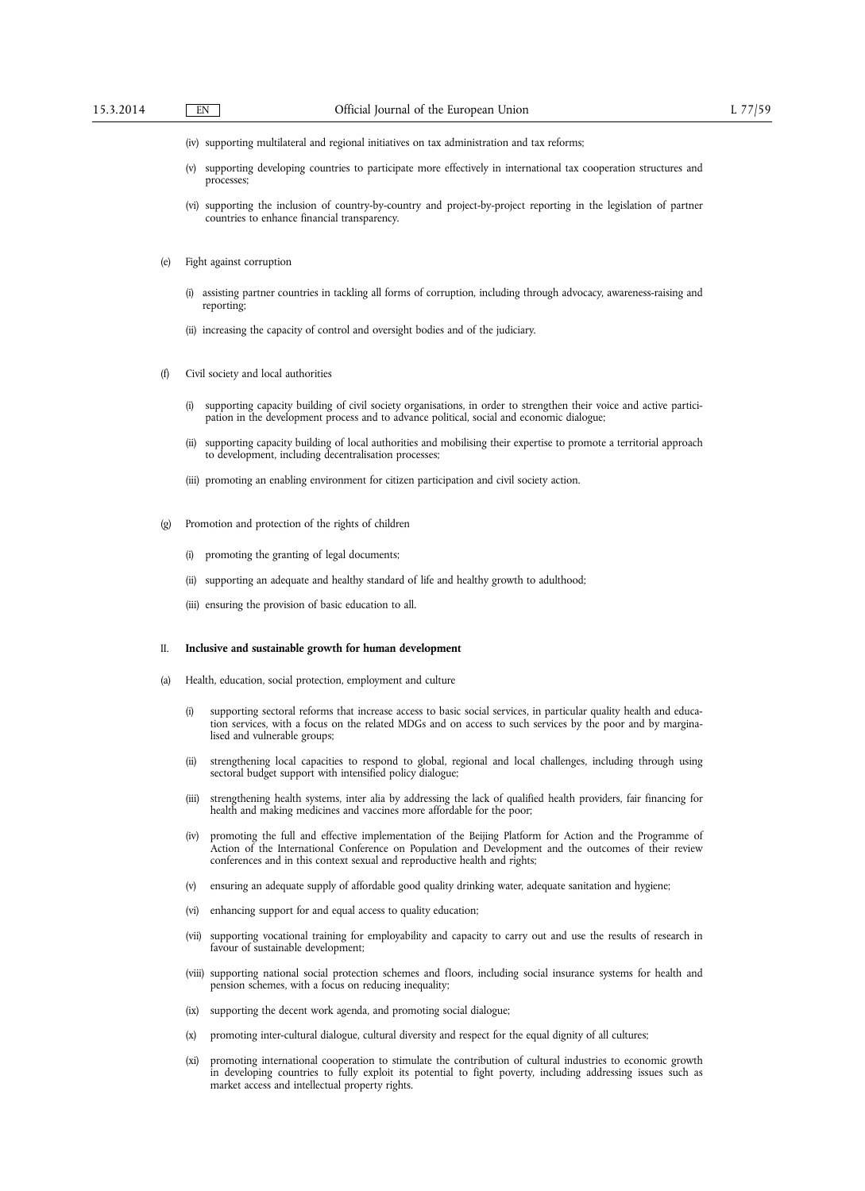(iv) supporting multilateral and regional initiatives on tax administration and tax reforms;

(v) supporting developing countries to participate more effectively in international tax cooperation structures and processes;

(vi) supporting the inclusion of country-by-country and project-by-project reporting in the legislation of partner countries to enhance financial transparency.

(e) Fight against corruption

(i) assisting partner countries in tackling all forms of corruption, including through advocacy, awareness-raising and reporting;

(ii) increasing the capacity of control and oversight bodies and of the judiciary.

(f) Civil society and local authorities

(i) supporting capacity building of civil society organisations, in order to strengthen their voice and active participation in the development process and to advance political, social and economic dialogue;

(ii) supporting capacity building of local authorities and mobilising their expertise to promote a territorial approach to development, including decentralisation processes;

(iii) promoting an enabling environment for citizen participation and civil society action.

(g) Promotion and protection of the rights of children

(i) promoting the granting of legal documents;

(ii) supporting an adequate and healthy standard of life and healthy growth to adulthood;

(iii) ensuring the provision of basic education to all.

II. **Inclusive and sustainable growth for human development**

(a) Health, education, social protection, employment and culture

(i) supporting sectoral reforms that increase access to basic social services, in particular quality health and education services, with a focus on the related MDGs and on access to such services by the poor and by marginalised and vulnerable groups;

(ii) strengthening local capacities to respond to global, regional and local challenges, including through using sectoral budget support with intensified policy dialogue;

(iii) strengthening health systems, inter alia by addressing the lack of qualified health providers, fair financing for health and making medicines and vaccines more affordable for the poor;

(iv) promoting the full and effective implementation of the Beijing Platform for Action and the Programme of Action of the International Conference on Population and Development and the outcomes of their review conferences and in this context sexual and reproductive health and rights;

(v) ensuring an adequate supply of affordable good quality drinking water, adequate sanitation and hygiene;

(vi) enhancing support for and equal access to quality education;

(vii) supporting vocational training for employability and capacity to carry out and use the results of research in favour of sustainable development;

(viii) supporting national social protection schemes and floors, including social insurance systems for health and pension schemes, with a focus on reducing inequality;

(ix) supporting the decent work agenda, and promoting social dialogue;

(x) promoting inter-cultural dialogue, cultural diversity and respect for the equal dignity of all cultures;

(xi) promoting international cooperation to stimulate the contribution of cultural industries to economic growth in developing countries to fully exploit its potential to fight poverty, including addressing issues such as market access and intellectual property rights.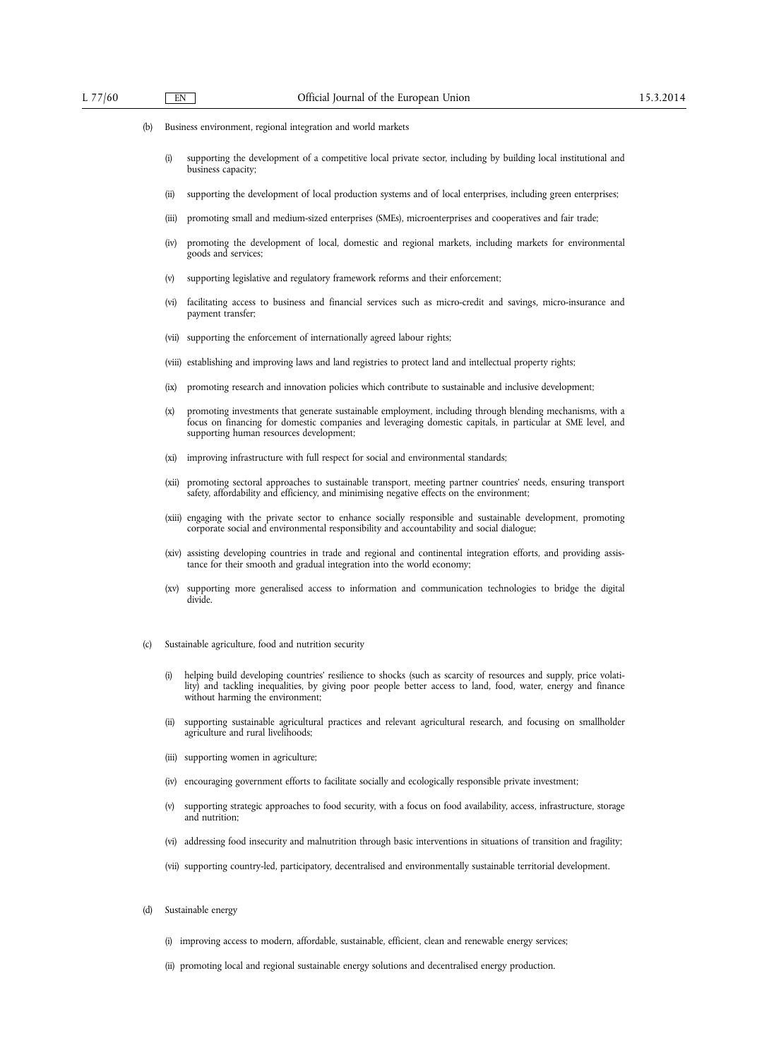(b) Business environment, regional integration and world markets

(i) supporting the development of a competitive local private sector, including by building local institutional and business capacity;

(ii) supporting the development of local production systems and of local enterprises, including green enterprises;

(iii) promoting small and medium-sized enterprises (SMEs), microenterprises and cooperatives and fair trade;

(iv) promoting the development of local, domestic and regional markets, including markets for environmental goods and services;

(v) supporting legislative and regulatory framework reforms and their enforcement;

(vi) facilitating access to business and financial services such as micro-credit and savings, micro-insurance and payment transfer;

(vii) supporting the enforcement of internationally agreed labour rights;

(viii) establishing and improving laws and land registries to protect land and intellectual property rights;

(ix) promoting research and innovation policies which contribute to sustainable and inclusive development;

(x) promoting investments that generate sustainable employment, including through blending mechanisms, with a focus on financing for domestic companies and leveraging domestic capitals, in particular at SME level, and supporting human resources development;

(xi) improving infrastructure with full respect for social and environmental standards;

(xii) promoting sectoral approaches to sustainable transport, meeting partner countries' needs, ensuring transport safety, affordability and efficiency, and minimising negative effects on the environment;

(xiii) engaging with the private sector to enhance socially responsible and sustainable development, promoting corporate social and environmental responsibility and accountability and social dialogue;

(xiv) assisting developing countries in trade and regional and continental integration efforts, and providing assistance for their smooth and gradual integration into the world economy;

(xv) supporting more generalised access to information and communication technologies to bridge the digital divide.

(c) Sustainable agriculture, food and nutrition security

(i) helping build developing countries' resilience to shocks (such as scarcity of resources and supply, price volatility) and tackling inequalities, by giving poor people better access to land, food, water, energy and finance without harming the environment;

(ii) supporting sustainable agricultural practices and relevant agricultural research, and focusing on smallholder agriculture and rural livelihoods;

(iii) supporting women in agriculture;

(iv) encouraging government efforts to facilitate socially and ecologically responsible private investment;

(v) supporting strategic approaches to food security, with a focus on food availability, access, infrastructure, storage and nutrition;

(vi) addressing food insecurity and malnutrition through basic interventions in situations of transition and fragility;

(vii) supporting country-led, participatory, decentralised and environmentally sustainable territorial development.

(d) Sustainable energy

(i) improving access to modern, affordable, sustainable, efficient, clean and renewable energy services;

(ii) promoting local and regional sustainable energy solutions and decentralised energy production.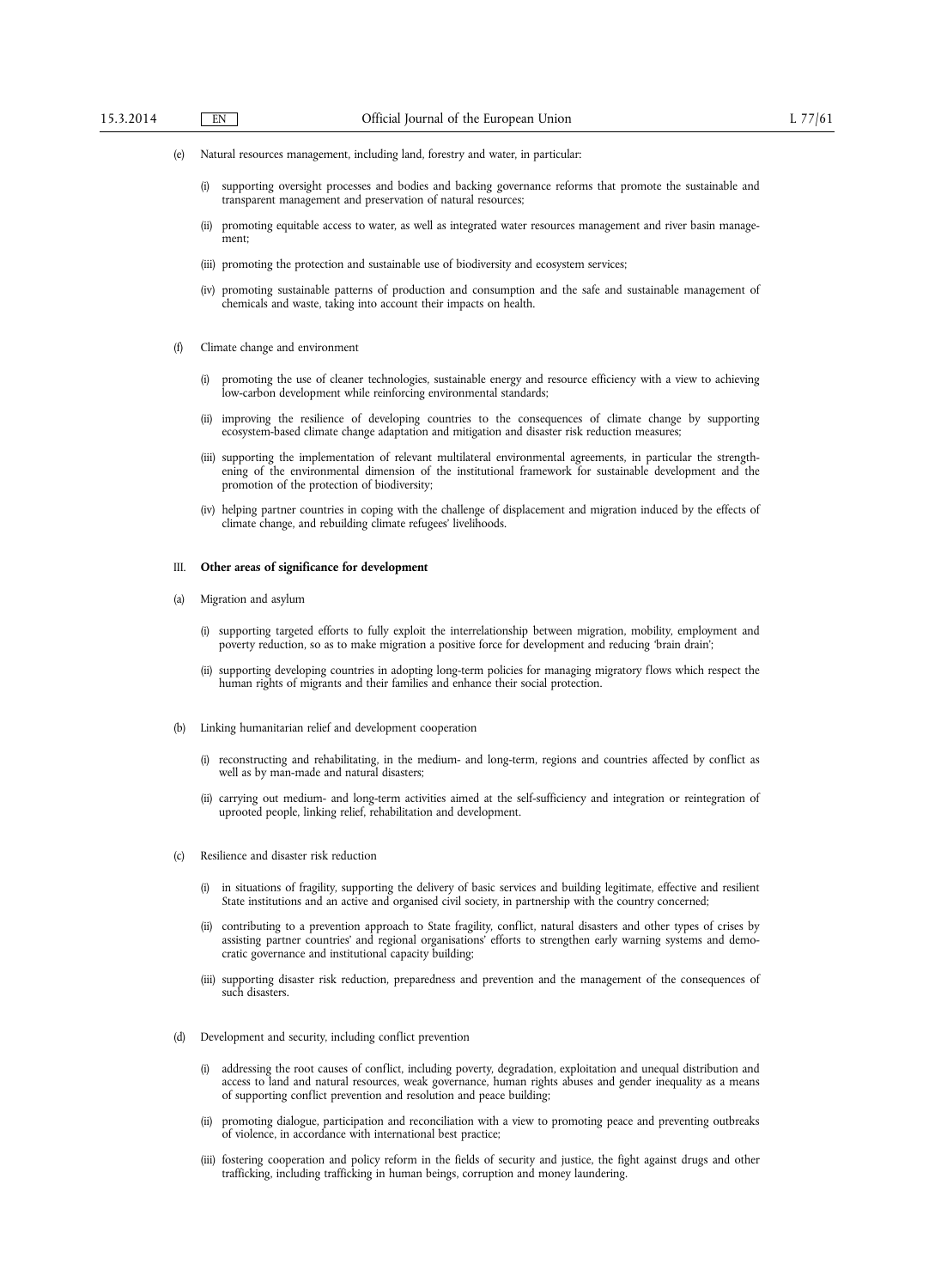(e) Natural resources management, including land, forestry and water, in particular:

(i) supporting oversight processes and bodies and backing governance reforms that promote the sustainable and transparent management and preservation of natural resources;

(ii) promoting equitable access to water, as well as integrated water resources management and river basin management;

(iii) promoting the protection and sustainable use of biodiversity and ecosystem services;

(iv) promoting sustainable patterns of production and consumption and the safe and sustainable management of chemicals and waste, taking into account their impacts on health.

(f) Climate change and environment

(i) promoting the use of cleaner technologies, sustainable energy and resource efficiency with a view to achieving low-carbon development while reinforcing environmental standards;

(ii) improving the resilience of developing countries to the consequences of climate change by supporting ecosystem-based climate change adaptation and mitigation and disaster risk reduction measures;

(iii) supporting the implementation of relevant multilateral environmental agreements, in particular the strengthening of the environmental dimension of the institutional framework for sustainable development and the promotion of the protection of biodiversity;

(iv) helping partner countries in coping with the challenge of displacement and migration induced by the effects of climate change, and rebuilding climate refugees' livelihoods.

III. **Other areas of significance for development**

(a) Migration and asylum

(i) supporting targeted efforts to fully exploit the interrelationship between migration, mobility, employment and poverty reduction, so as to make migration a positive force for development and reducing 'brain drain';

(ii) supporting developing countries in adopting long-term policies for managing migratory flows which respect the human rights of migrants and their families and enhance their social protection.

(b) Linking humanitarian relief and development cooperation

(i) reconstructing and rehabilitating, in the medium- and long-term, regions and countries affected by conflict as well as by man-made and natural disasters;

(ii) carrying out medium- and long-term activities aimed at the self-sufficiency and integration or reintegration of uprooted people, linking relief, rehabilitation and development.

(c) Resilience and disaster risk reduction

(i) in situations of fragility, supporting the delivery of basic services and building legitimate, effective and resilient State institutions and an active and organised civil society, in partnership with the country concerned;

(ii) contributing to a prevention approach to State fragility, conflict, natural disasters and other types of crises by assisting partner countries' and regional organisations' efforts to strengthen early warning systems and democratic governance and institutional capacity building;

(iii) supporting disaster risk reduction, preparedness and prevention and the management of the consequences of such disasters.

(d) Development and security, including conflict prevention

(i) addressing the root causes of conflict, including poverty, degradation, exploitation and unequal distribution and access to land and natural resources, weak governance, human rights abuses and gender inequality as a means of supporting conflict prevention and resolution and peace building;

(ii) promoting dialogue, participation and reconciliation with a view to promoting peace and preventing outbreaks of violence, in accordance with international best practice;

(iii) fostering cooperation and policy reform in the fields of security and justice, the fight against drugs and other trafficking, including trafficking in human beings, corruption and money laundering.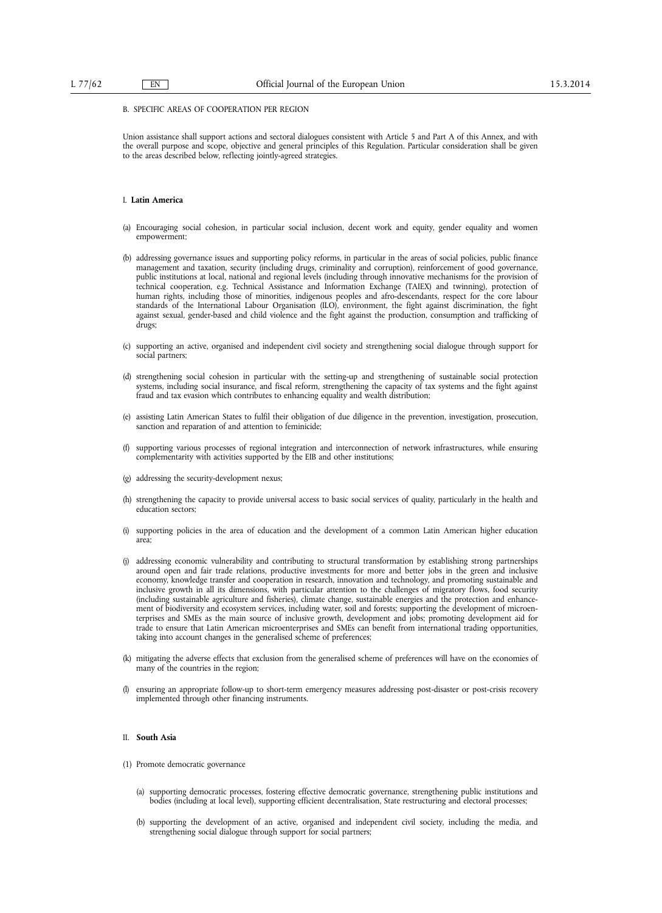B. SPECIFIC AREAS OF COOPERATION PER REGION

Union assistance shall support actions and sectoral dialogues consistent with Article 5 and Part A of this Annex, and with the overall purpose and scope, objective and general principles of this Regulation. Particular consideration shall be given to the areas described below, reflecting jointly-agreed strategies.

I. **Latin America**

(a) Encouraging social cohesion, in particular social inclusion, decent work and equity, gender equality and women empowerment;

(b) addressing governance issues and supporting policy reforms, in particular in the areas of social policies, public finance management and taxation, security (including drugs, criminality and corruption), reinforcement of good governance, public institutions at local, national and regional levels (including through innovative mechanisms for the provision of technical cooperation, e.g. Technical Assistance and Information Exchange (TAIEX) and twinning), protection of human rights, including those of minorities, indigenous peoples and afro-descendants, respect for the core labour standards of the International Labour Organisation (ILO), environment, the fight against discrimination, the fight against sexual, gender-based and child violence and the fight against the production, consumption and trafficking of drugs;

(c) supporting an active, organised and independent civil society and strengthening social dialogue through support for social partners;

(d) strengthening social cohesion in particular with the setting-up and strengthening of sustainable social protection systems, including social insurance, and fiscal reform, strengthening the capacity of tax systems and the fight against fraud and tax evasion which contributes to enhancing equality and wealth distribution;

(e) assisting Latin American States to fulfil their obligation of due diligence in the prevention, investigation, prosecution, sanction and reparation of and attention to feminicide;

(f) supporting various processes of regional integration and interconnection of network infrastructures, while ensuring complementarity with activities supported by the EIB and other institutions;

(g) addressing the security-development nexus;

(h) strengthening the capacity to provide universal access to basic social services of quality, particularly in the health and education sectors;

(i) supporting policies in the area of education and the development of a common Latin American higher education area;

(j) addressing economic vulnerability and contributing to structural transformation by establishing strong partnerships around open and fair trade relations, productive investments for more and better jobs in the green and inclusive economy, knowledge transfer and cooperation in research, innovation and technology, and promoting sustainable and inclusive growth in all its dimensions, with particular attention to the challenges of migratory flows, food security (including sustainable agriculture and fisheries), climate change, sustainable energies and the protection and enhancement of biodiversity and ecosystem services, including water, soil and forests; supporting the development of microenterprises and SMEs as the main source of inclusive growth, development and jobs; promoting development aid for trade to ensure that Latin American microenterprises and SMEs can benefit from international trading opportunities, taking into account changes in the generalised scheme of preferences;

(k) mitigating the adverse effects that exclusion from the generalised scheme of preferences will have on the economies of many of the countries in the region;

(l) ensuring an appropriate follow-up to short-term emergency measures addressing post-disaster or post-crisis recovery implemented through other financing instruments.

II. **South Asia**

(1) Promote democratic governance

(a) supporting democratic processes, fostering effective democratic governance, strengthening public institutions and bodies (including at local level), supporting efficient decentralisation, State restructuring and electoral processes;

(b) supporting the development of an active, organised and independent civil society, including the media, and strengthening social dialogue through support for social partners;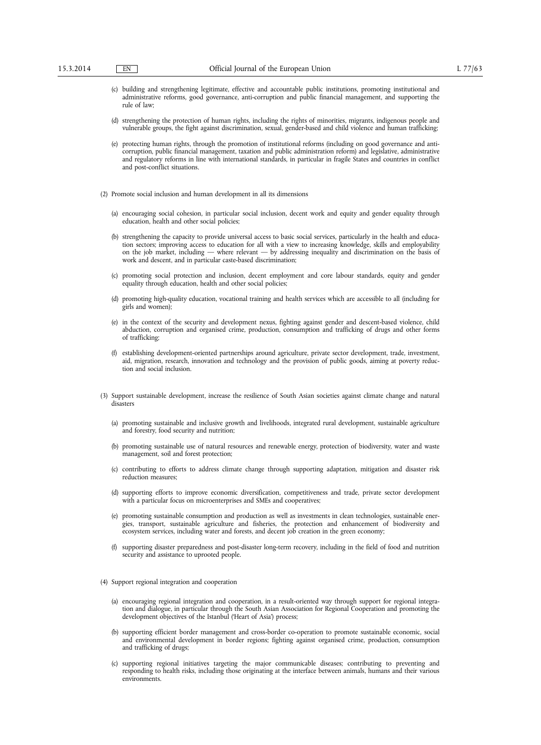(c) building and strengthening legitimate, effective and accountable public institutions, promoting institutional and administrative reforms, good governance, anti-corruption and public financial management, and supporting the rule of law;

(d) strengthening the protection of human rights, including the rights of minorities, migrants, indigenous people and vulnerable groups, the fight against discrimination, sexual, gender-based and child violence and human trafficking;

(e) protecting human rights, through the promotion of institutional reforms (including on good governance and anti-corruption, public financial management, taxation and public administration reform) and legislative, administrative and regulatory reforms in line with international standards, in particular in fragile States and countries in conflict and post-conflict situations.

(2) Promote social inclusion and human development in all its dimensions

(a) encouraging social cohesion, in particular social inclusion, decent work and equity and gender equality through education, health and other social policies;

(b) strengthening the capacity to provide universal access to basic social services, particularly in the health and education sectors; improving access to education for all with a view to increasing knowledge, skills and employability on the job market, including — where relevant — by addressing inequality and discrimination on the basis of work and descent, and in particular caste-based discrimination;

(c) promoting social protection and inclusion, decent employment and core labour standards, equity and gender equality through education, health and other social policies;

(d) promoting high-quality education, vocational training and health services which are accessible to all (including for girls and women);

(e) in the context of the security and development nexus, fighting against gender and descent-based violence, child abduction, corruption and organised crime, production, consumption and trafficking of drugs and other forms of trafficking;

(f) establishing development-oriented partnerships around agriculture, private sector development, trade, investment, aid, migration, research, innovation and technology and the provision of public goods, aiming at poverty reduction and social inclusion.

(3) Support sustainable development, increase the resilience of South Asian societies against climate change and natural disasters

(a) promoting sustainable and inclusive growth and livelihoods, integrated rural development, sustainable agriculture and forestry, food security and nutrition;

(b) promoting sustainable use of natural resources and renewable energy, protection of biodiversity, water and waste management, soil and forest protection;

(c) contributing to efforts to address climate change through supporting adaptation, mitigation and disaster risk reduction measures;

(d) supporting efforts to improve economic diversification, competitiveness and trade, private sector development with a particular focus on microenterprises and SMEs and cooperatives;

(e) promoting sustainable consumption and production as well as investments in clean technologies, sustainable energies, transport, sustainable agriculture and fisheries, the protection and enhancement of biodiversity and ecosystem services, including water and forests, and decent job creation in the green economy;

(f) supporting disaster preparedness and post-disaster long-term recovery, including in the field of food and nutrition security and assistance to uprooted people.

(4) Support regional integration and cooperation

(a) encouraging regional integration and cooperation, in a result-oriented way through support for regional integration and dialogue, in particular through the South Asian Association for Regional Cooperation and promoting the development objectives of the Istanbul ('Heart of Asia') process;

(b) supporting efficient border management and cross-border co-operation to promote sustainable economic, social and environmental development in border regions; fighting against organised crime, production, consumption and trafficking of drugs;

(c) supporting regional initiatives targeting the major communicable diseases; contributing to preventing and responding to health risks, including those originating at the interface between animals, humans and their various environments.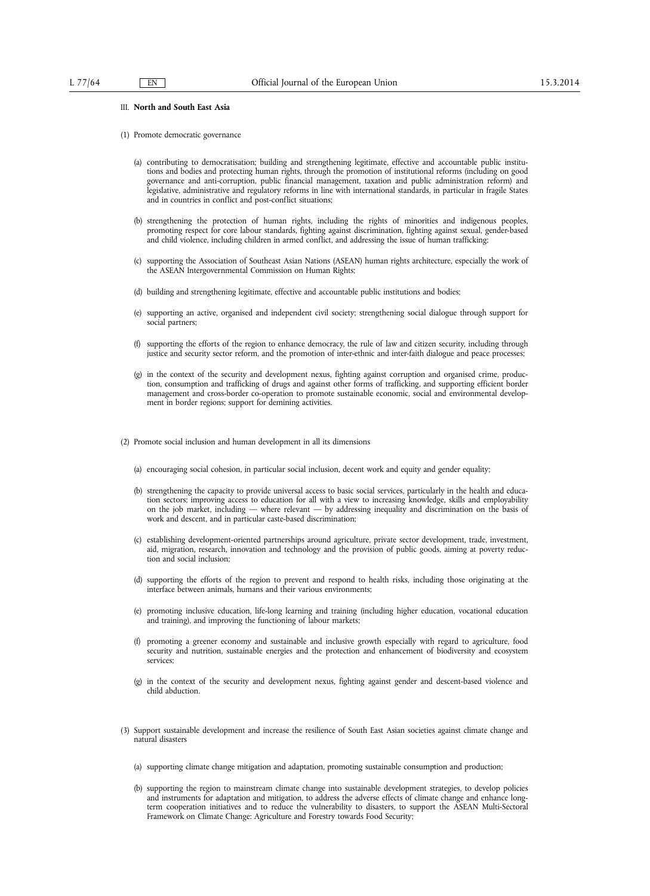III. **North and South East Asia**

(1) Promote democratic governance

(a) contributing to democratisation; building and strengthening legitimate, effective and accountable public institutions and bodies and protecting human rights, through the promotion of institutional reforms (including on good governance and anti-corruption, public financial management, taxation and public administration reform) and legislative, administrative and regulatory reforms in line with international standards, in particular in fragile States and in countries in conflict and post-conflict situations;

(b) strengthening the protection of human rights, including the rights of minorities and indigenous peoples, promoting respect for core labour standards, fighting against discrimination, fighting against sexual, gender-based and child violence, including children in armed conflict, and addressing the issue of human trafficking;

(c) supporting the Association of Southeast Asian Nations (ASEAN) human rights architecture, especially the work of the ASEAN Intergovernmental Commission on Human Rights;

(d) building and strengthening legitimate, effective and accountable public institutions and bodies;

(e) supporting an active, organised and independent civil society; strengthening social dialogue through support for social partners;

(f) supporting the efforts of the region to enhance democracy, the rule of law and citizen security, including through justice and security sector reform, and the promotion of inter-ethnic and inter-faith dialogue and peace processes;

(g) in the context of the security and development nexus, fighting against corruption and organised crime, production, consumption and trafficking of drugs and against other forms of trafficking, and supporting efficient border management and cross-border co-operation to promote sustainable economic, social and environmental development in border regions; support for demining activities.

(2) Promote social inclusion and human development in all its dimensions

(a) encouraging social cohesion, in particular social inclusion, decent work and equity and gender equality;

(b) strengthening the capacity to provide universal access to basic social services, particularly in the health and education sectors; improving access to education for all with a view to increasing knowledge, skills and employability on the job market, including — where relevant — by addressing inequality and discrimination on the basis of work and descent, and in particular caste-based discrimination;

(c) establishing development-oriented partnerships around agriculture, private sector development, trade, investment, aid, migration, research, innovation and technology and the provision of public goods, aiming at poverty reduction and social inclusion;

(d) supporting the efforts of the region to prevent and respond to health risks, including those originating at the interface between animals, humans and their various environments;

(e) promoting inclusive education, life-long learning and training (including higher education, vocational education and training), and improving the functioning of labour markets;

(f) promoting a greener economy and sustainable and inclusive growth especially with regard to agriculture, food security and nutrition, sustainable energies and the protection and enhancement of biodiversity and ecosystem services;

(g) in the context of the security and development nexus, fighting against gender and descent-based violence and child abduction.

(3) Support sustainable development and increase the resilience of South East Asian societies against climate change and natural disasters

(a) supporting climate change mitigation and adaptation, promoting sustainable consumption and production;

(b) supporting the region to mainstream climate change into sustainable development strategies, to develop policies and instruments for adaptation and mitigation, to address the adverse effects of climate change and enhance long-term cooperation initiatives and to reduce the vulnerability to disasters, to support the ASEAN Multi-Sectoral Framework on Climate Change: Agriculture and Forestry towards Food Security;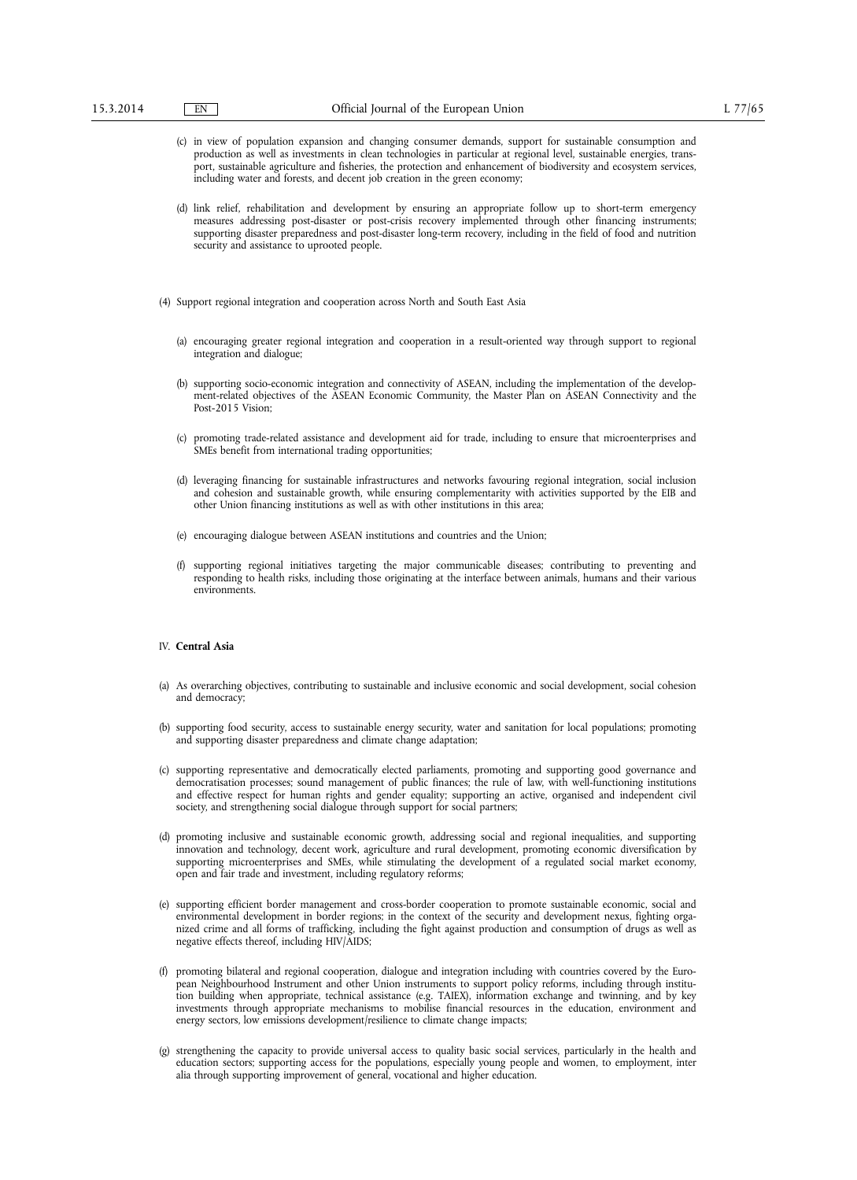(c) in view of population expansion and changing consumer demands, support for sustainable consumption and production as well as investments in clean technologies in particular at regional level, sustainable energies, transport, sustainable agriculture and fisheries, the protection and enhancement of biodiversity and ecosystem services, including water and forests, and decent job creation in the green economy;

(d) link relief, rehabilitation and development by ensuring an appropriate follow up to short-term emergency measures addressing post-disaster or post-crisis recovery implemented through other financing instruments; supporting disaster preparedness and post-disaster long-term recovery, including in the field of food and nutrition security and assistance to uprooted people.

(4) Support regional integration and cooperation across North and South East Asia

(a) encouraging greater regional integration and cooperation in a result-oriented way through support to regional integration and dialogue;

(b) supporting socio-economic integration and connectivity of ASEAN, including the implementation of the development-related objectives of the ASEAN Economic Community, the Master Plan on ASEAN Connectivity and the Post-2015 Vision;

(c) promoting trade-related assistance and development aid for trade, including to ensure that microenterprises and SMEs benefit from international trading opportunities;

(d) leveraging financing for sustainable infrastructures and networks favouring regional integration, social inclusion and cohesion and sustainable growth, while ensuring complementarity with activities supported by the EIB and other Union financing institutions as well as with other institutions in this area;

(e) encouraging dialogue between ASEAN institutions and countries and the Union;

(f) supporting regional initiatives targeting the major communicable diseases; contributing to preventing and responding to health risks, including those originating at the interface between animals, humans and their various environments.

IV. **Central Asia**

(a) As overarching objectives, contributing to sustainable and inclusive economic and social development, social cohesion and democracy;

(b) supporting food security, access to sustainable energy security, water and sanitation for local populations; promoting and supporting disaster preparedness and climate change adaptation;

(c) supporting representative and democratically elected parliaments, promoting and supporting good governance and democratisation processes; sound management of public finances; the rule of law, with well-functioning institutions and effective respect for human rights and gender equality; supporting an active, organised and independent civil society, and strengthening social dialogue through support for social partners;

(d) promoting inclusive and sustainable economic growth, addressing social and regional inequalities, and supporting innovation and technology, decent work, agriculture and rural development, promoting economic diversification by supporting microenterprises and SMEs, while stimulating the development of a regulated social market economy, open and fair trade and investment, including regulatory reforms;

(e) supporting efficient border management and cross-border cooperation to promote sustainable economic, social and environmental development in border regions; in the context of the security and development nexus, fighting organized crime and all forms of trafficking, including the fight against production and consumption of drugs as well as negative effects thereof, including HIV/AIDS;

(f) promoting bilateral and regional cooperation, dialogue and integration including with countries covered by the European Neighbourhood Instrument and other Union instruments to support policy reforms, including through institution building when appropriate, technical assistance (e.g. TAIEX), information exchange and twinning, and by key investments through appropriate mechanisms to mobilise financial resources in the education, environment and energy sectors, low emissions development/resilience to climate change impacts;

(g) strengthening the capacity to provide universal access to quality basic social services, particularly in the health and education sectors; supporting access for the populations, especially young people and women, to employment, inter alia through supporting improvement of general, vocational and higher education.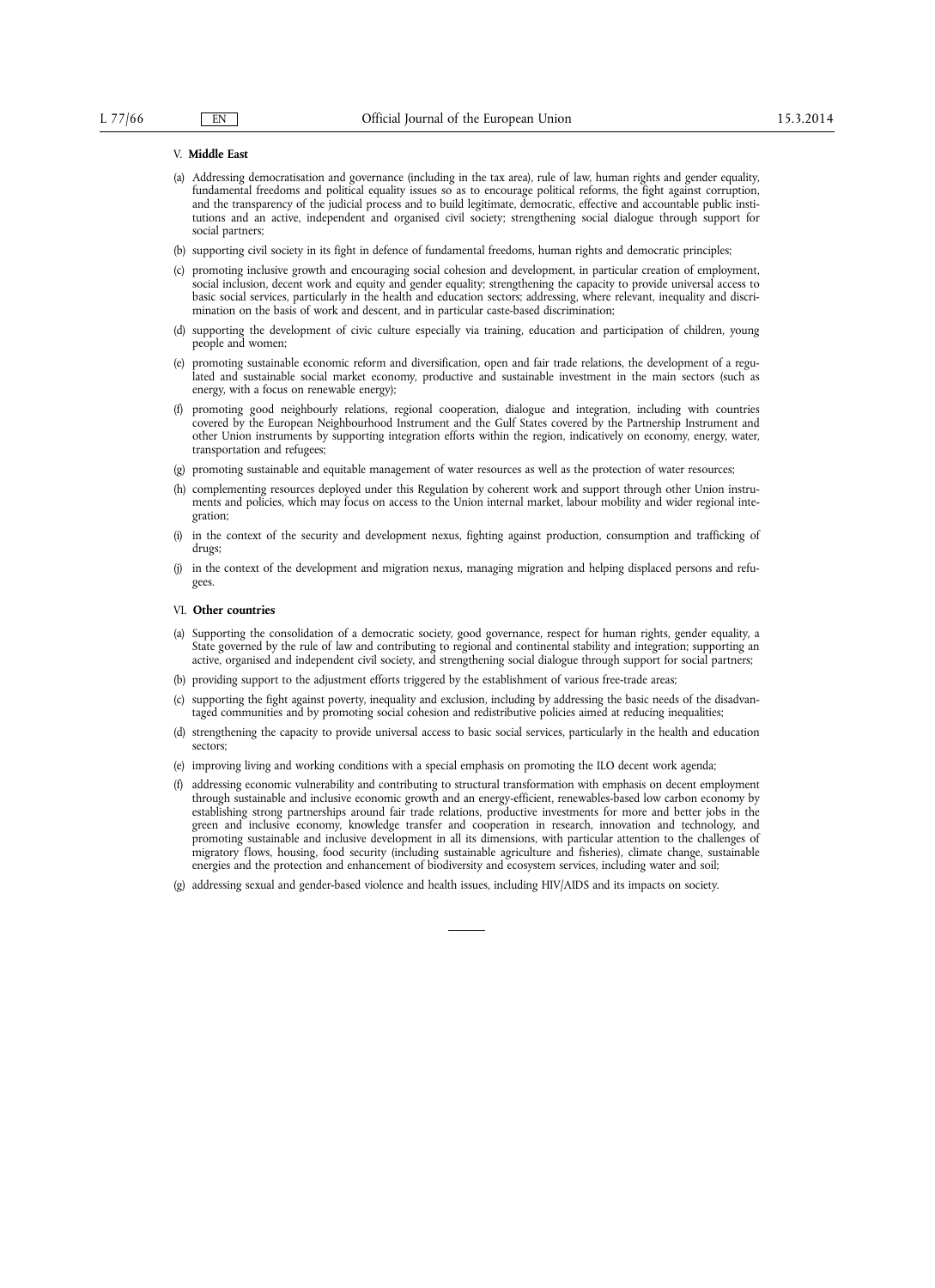V. **Middle East**

(a) Addressing democratisation and governance (including in the tax area), rule of law, human rights and gender equality, fundamental freedoms and political equality issues so as to encourage political reforms, the fight against corruption, and the transparency of the judicial process and to build legitimate, democratic, effective and accountable public institutions and an active, independent and organised civil society; strengthening social dialogue through support for social partners;

(b) supporting civil society in its fight in defence of fundamental freedoms, human rights and democratic principles;

(c) promoting inclusive growth and encouraging social cohesion and development, in particular creation of employment, social inclusion, decent work and equity and gender equality; strengthening the capacity to provide universal access to basic social services, particularly in the health and education sectors; addressing, where relevant, inequality and discrimination on the basis of work and descent, and in particular caste-based discrimination;

(d) supporting the development of civic culture especially via training, education and participation of children, young people and women;

(e) promoting sustainable economic reform and diversification, open and fair trade relations, the development of a regulated and sustainable social market economy, productive and sustainable investment in the main sectors (such as energy, with a focus on renewable energy);

(f) promoting good neighbourly relations, regional cooperation, dialogue and integration, including with countries covered by the European Neighbourhood Instrument and the Gulf States covered by the Partnership Instrument and other Union instruments by supporting integration efforts within the region, indicatively on economy, energy, water, transportation and refugees;

(g) promoting sustainable and equitable management of water resources as well as the protection of water resources;

(h) complementing resources deployed under this Regulation by coherent work and support through other Union instruments and policies, which may focus on access to the Union internal market, labour mobility and wider regional integration;

(i) in the context of the security and development nexus, fighting against production, consumption and trafficking of drugs;

(j) in the context of the development and migration nexus, managing migration and helping displaced persons and refugees.

VI. **Other countries**

(a) Supporting the consolidation of a democratic society, good governance, respect for human rights, gender equality, a State governed by the rule of law and contributing to regional and continental stability and integration; supporting an active, organised and independent civil society, and strengthening social dialogue through support for social partners;

(b) providing support to the adjustment efforts triggered by the establishment of various free-trade areas;

(c) supporting the fight against poverty, inequality and exclusion, including by addressing the basic needs of the disadvantaged communities and by promoting social cohesion and redistributive policies aimed at reducing inequalities;

(d) strengthening the capacity to provide universal access to basic social services, particularly in the health and education sectors;

(e) improving living and working conditions with a special emphasis on promoting the ILO decent work agenda;

(f) addressing economic vulnerability and contributing to structural transformation with emphasis on decent employment through sustainable and inclusive economic growth and an energy-efficient, renewables-based low carbon economy by establishing strong partnerships around fair trade relations, productive investments for more and better jobs in the green and inclusive economy, knowledge transfer and cooperation in research, innovation and technology, and promoting sustainable and inclusive development in all its dimensions, with particular attention to the challenges of migratory flows, housing, food security (including sustainable agriculture and fisheries), climate change, sustainable energies and the protection and enhancement of biodiversity and ecosystem services, including water and soil;

(g) addressing sexual and gender-based violence and health issues, including HIV/AIDS and its impacts on society.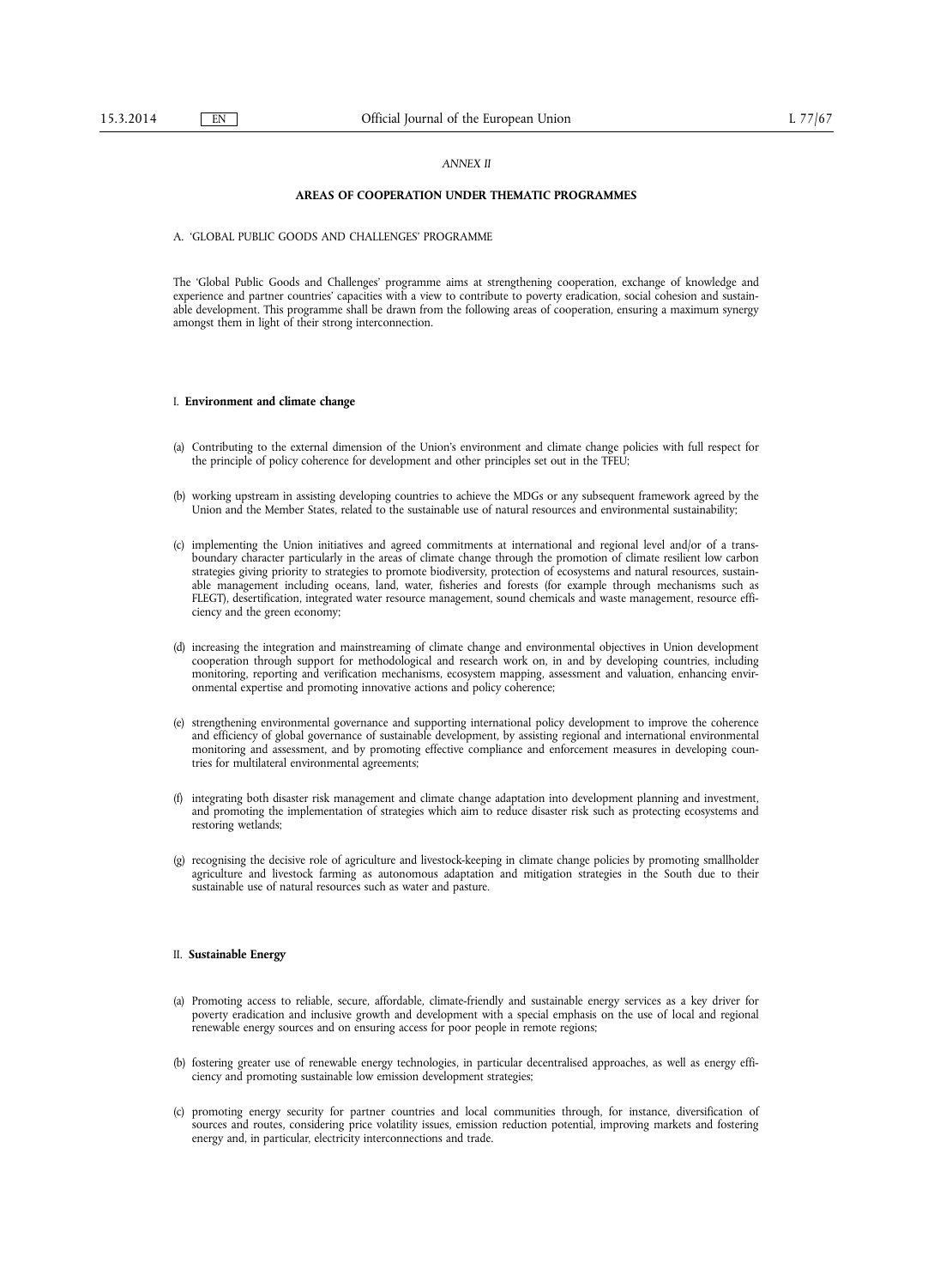*ANNEX II*

## AREAS OF COOPERATION UNDER THEMATIC PROGRAMMES

A. 'GLOBAL PUBLIC GOODS AND CHALLENGES' PROGRAMME

The 'Global Public Goods and Challenges' programme aims at strengthening cooperation, exchange of knowledge and experience and partner countries' capacities with a view to contribute to poverty eradication, social cohesion and sustainable development. This programme shall be drawn from the following areas of cooperation, ensuring a maximum synergy amongst them in light of their strong interconnection.

I. **Environment and climate change**

(a) Contributing to the external dimension of the Union's environment and climate change policies with full respect for the principle of policy coherence for development and other principles set out in the TFEU;

(b) working upstream in assisting developing countries to achieve the MDGs or any subsequent framework agreed by the Union and the Member States, related to the sustainable use of natural resources and environmental sustainability;

(c) implementing the Union initiatives and agreed commitments at international and regional level and/or of a trans-boundary character particularly in the areas of climate change through the promotion of climate resilient low carbon strategies giving priority to strategies to promote biodiversity, protection of ecosystems and natural resources, sustainable management including oceans, land, water, fisheries and forests (for example through mechanisms such as FLEGT), desertification, integrated water resource management, sound chemicals and waste management, resource efficiency and the green economy;

(d) increasing the integration and mainstreaming of climate change and environmental objectives in Union development cooperation through support for methodological and research work on, in and by developing countries, including monitoring, reporting and verification mechanisms, ecosystem mapping, assessment and valuation, enhancing environmental expertise and promoting innovative actions and policy coherence;

(e) strengthening environmental governance and supporting international policy development to improve the coherence and efficiency of global governance of sustainable development, by assisting regional and international environmental monitoring and assessment, and by promoting effective compliance and enforcement measures in developing countries for multilateral environmental agreements;

(f) integrating both disaster risk management and climate change adaptation into development planning and investment, and promoting the implementation of strategies which aim to reduce disaster risk such as protecting ecosystems and restoring wetlands;

(g) recognising the decisive role of agriculture and livestock-keeping in climate change policies by promoting smallholder agriculture and livestock farming as autonomous adaptation and mitigation strategies in the South due to their sustainable use of natural resources such as water and pasture.

II. **Sustainable Energy**

(a) Promoting access to reliable, secure, affordable, climate-friendly and sustainable energy services as a key driver for poverty eradication and inclusive growth and development with a special emphasis on the use of local and regional renewable energy sources and on ensuring access for poor people in remote regions;

(b) fostering greater use of renewable energy technologies, in particular decentralised approaches, as well as energy efficiency and promoting sustainable low emission development strategies;

(c) promoting energy security for partner countries and local communities through, for instance, diversification of sources and routes, considering price volatility issues, emission reduction potential, improving markets and fostering energy and, in particular, electricity interconnections and trade.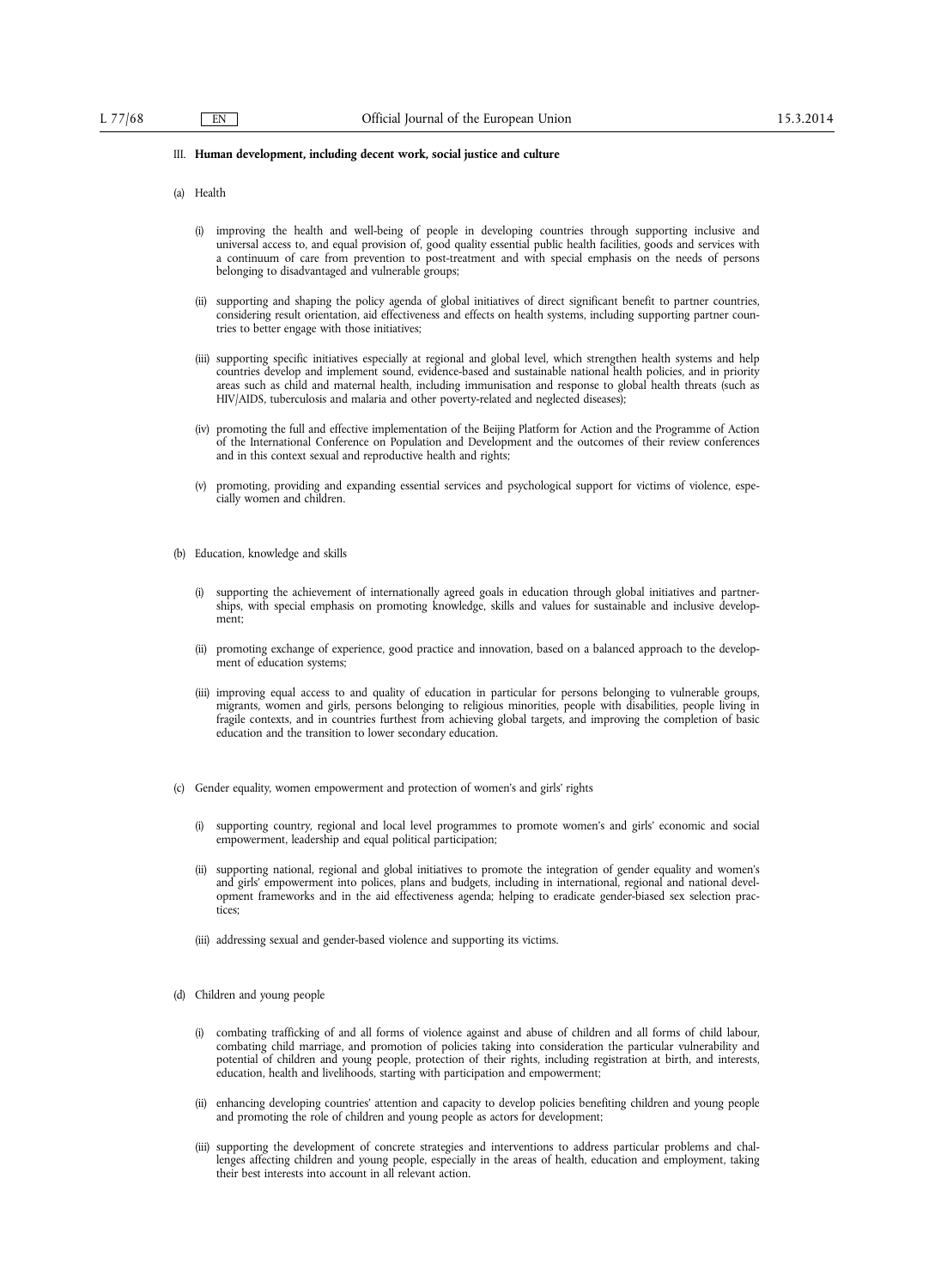III. **Human development, including decent work, social justice and culture**

(a) Health

(i) improving the health and well-being of people in developing countries through supporting inclusive and universal access to, and equal provision of, good quality essential public health facilities, goods and services with a continuum of care from prevention to post-treatment and with special emphasis on the needs of persons belonging to disadvantaged and vulnerable groups;

(ii) supporting and shaping the policy agenda of global initiatives of direct significant benefit to partner countries, considering result orientation, aid effectiveness and effects on health systems, including supporting partner countries to better engage with those initiatives;

(iii) supporting specific initiatives especially at regional and global level, which strengthen health systems and help countries develop and implement sound, evidence-based and sustainable national health policies, and in priority areas such as child and maternal health, including immunisation and response to global health threats (such as HIV/AIDS, tuberculosis and malaria and other poverty-related and neglected diseases);

(iv) promoting the full and effective implementation of the Beijing Platform for Action and the Programme of Action of the International Conference on Population and Development and the outcomes of their review conferences and in this context sexual and reproductive health and rights;

(v) promoting, providing and expanding essential services and psychological support for victims of violence, especially women and children.

(b) Education, knowledge and skills

(i) supporting the achievement of internationally agreed goals in education through global initiatives and partnerships, with special emphasis on promoting knowledge, skills and values for sustainable and inclusive development;

(ii) promoting exchange of experience, good practice and innovation, based on a balanced approach to the development of education systems;

(iii) improving equal access to and quality of education in particular for persons belonging to vulnerable groups, migrants, women and girls, persons belonging to religious minorities, people with disabilities, people living in fragile contexts, and in countries furthest from achieving global targets, and improving the completion of basic education and the transition to lower secondary education.

(c) Gender equality, women empowerment and protection of women's and girls' rights

(i) supporting country, regional and local level programmes to promote women's and girls' economic and social empowerment, leadership and equal political participation;

(ii) supporting national, regional and global initiatives to promote the integration of gender equality and women's and girls' empowerment into polices, plans and budgets, including in international, regional and national development frameworks and in the aid effectiveness agenda; helping to eradicate gender-biased sex selection practices;

(iii) addressing sexual and gender-based violence and supporting its victims.

(d) Children and young people

(i) combating trafficking of and all forms of violence against and abuse of children and all forms of child labour, combating child marriage, and promotion of policies taking into consideration the particular vulnerability and potential of children and young people, protection of their rights, including registration at birth, and interests, education, health and livelihoods, starting with participation and empowerment;

(ii) enhancing developing countries' attention and capacity to develop policies benefiting children and young people and promoting the role of children and young people as actors for development;

(iii) supporting the development of concrete strategies and interventions to address particular problems and challenges affecting children and young people, especially in the areas of health, education and employment, taking their best interests into account in all relevant action.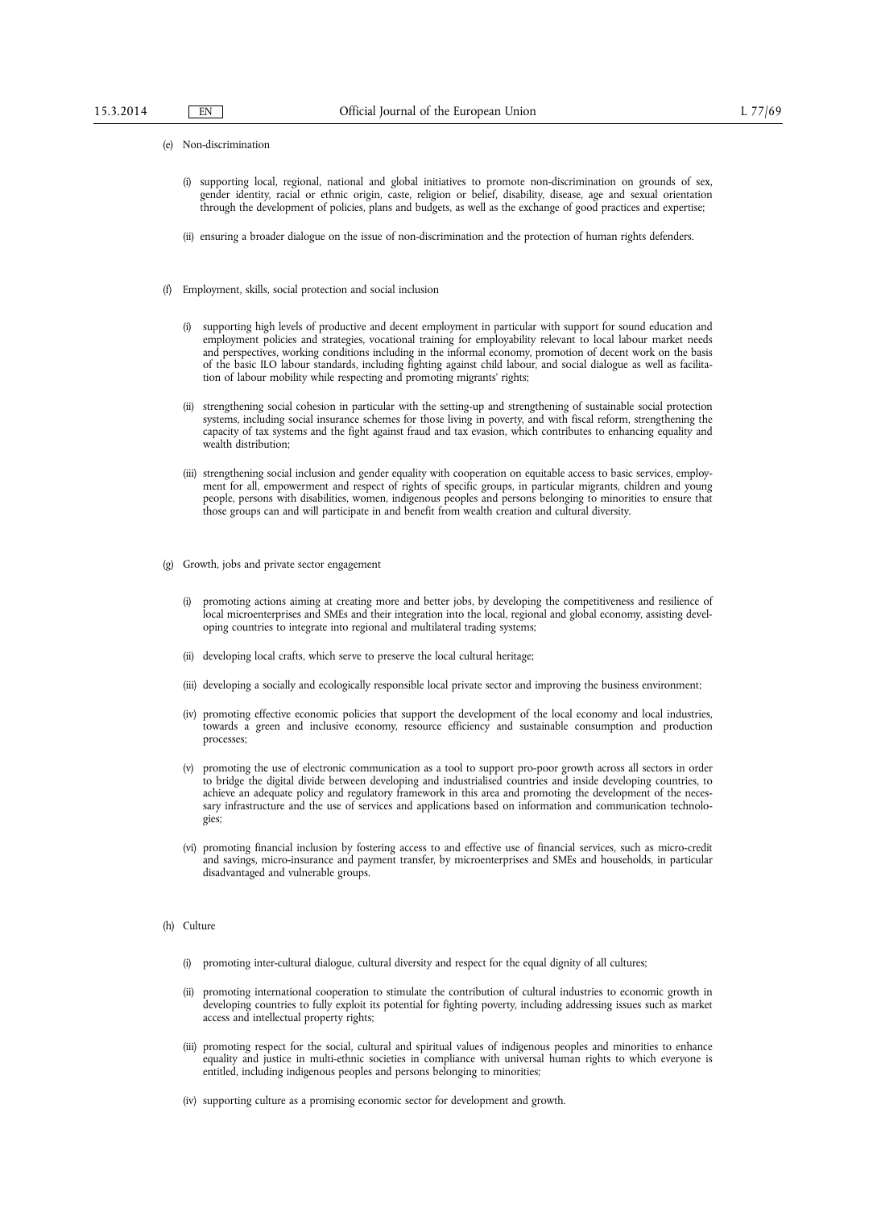(e) Non-discrimination

(i) supporting local, regional, national and global initiatives to promote non-discrimination on grounds of sex, gender identity, racial or ethnic origin, caste, religion or belief, disability, disease, age and sexual orientation through the development of policies, plans and budgets, as well as the exchange of good practices and expertise;

(ii) ensuring a broader dialogue on the issue of non-discrimination and the protection of human rights defenders.

(f) Employment, skills, social protection and social inclusion

(i) supporting high levels of productive and decent employment in particular with support for sound education and employment policies and strategies, vocational training for employability relevant to local labour market needs and perspectives, working conditions including in the informal economy, promotion of decent work on the basis of the basic ILO labour standards, including fighting against child labour, and social dialogue as well as facilitation of labour mobility while respecting and promoting migrants' rights;

(ii) strengthening social cohesion in particular with the setting-up and strengthening of sustainable social protection systems, including social insurance schemes for those living in poverty, and with fiscal reform, strengthening the capacity of tax systems and the fight against fraud and tax evasion, which contributes to enhancing equality and wealth distribution;

(iii) strengthening social inclusion and gender equality with cooperation on equitable access to basic services, employment for all, empowerment and respect of rights of specific groups, in particular migrants, children and young people, persons with disabilities, women, indigenous peoples and persons belonging to minorities to ensure that those groups can and will participate in and benefit from wealth creation and cultural diversity.

(g) Growth, jobs and private sector engagement

(i) promoting actions aiming at creating more and better jobs, by developing the competitiveness and resilience of local microenterprises and SMEs and their integration into the local, regional and global economy, assisting developing countries to integrate into regional and multilateral trading systems;

(ii) developing local crafts, which serve to preserve the local cultural heritage;

(iii) developing a socially and ecologically responsible local private sector and improving the business environment;

(iv) promoting effective economic policies that support the development of the local economy and local industries, towards a green and inclusive economy, resource efficiency and sustainable consumption and production processes;

(v) promoting the use of electronic communication as a tool to support pro-poor growth across all sectors in order to bridge the digital divide between developing and industrialised countries and inside developing countries, to achieve an adequate policy and regulatory framework in this area and promoting the development of the necessary infrastructure and the use of services and applications based on information and communication technologies;

(vi) promoting financial inclusion by fostering access to and effective use of financial services, such as micro-credit and savings, micro-insurance and payment transfer, by microenterprises and SMEs and households, in particular disadvantaged and vulnerable groups.

(h) Culture

(i) promoting inter-cultural dialogue, cultural diversity and respect for the equal dignity of all cultures;

(ii) promoting international cooperation to stimulate the contribution of cultural industries to economic growth in developing countries to fully exploit its potential for fighting poverty, including addressing issues such as market access and intellectual property rights;

(iii) promoting respect for the social, cultural and spiritual values of indigenous peoples and minorities to enhance equality and justice in multi-ethnic societies in compliance with universal human rights to which everyone is entitled, including indigenous peoples and persons belonging to minorities;

(iv) supporting culture as a promising economic sector for development and growth.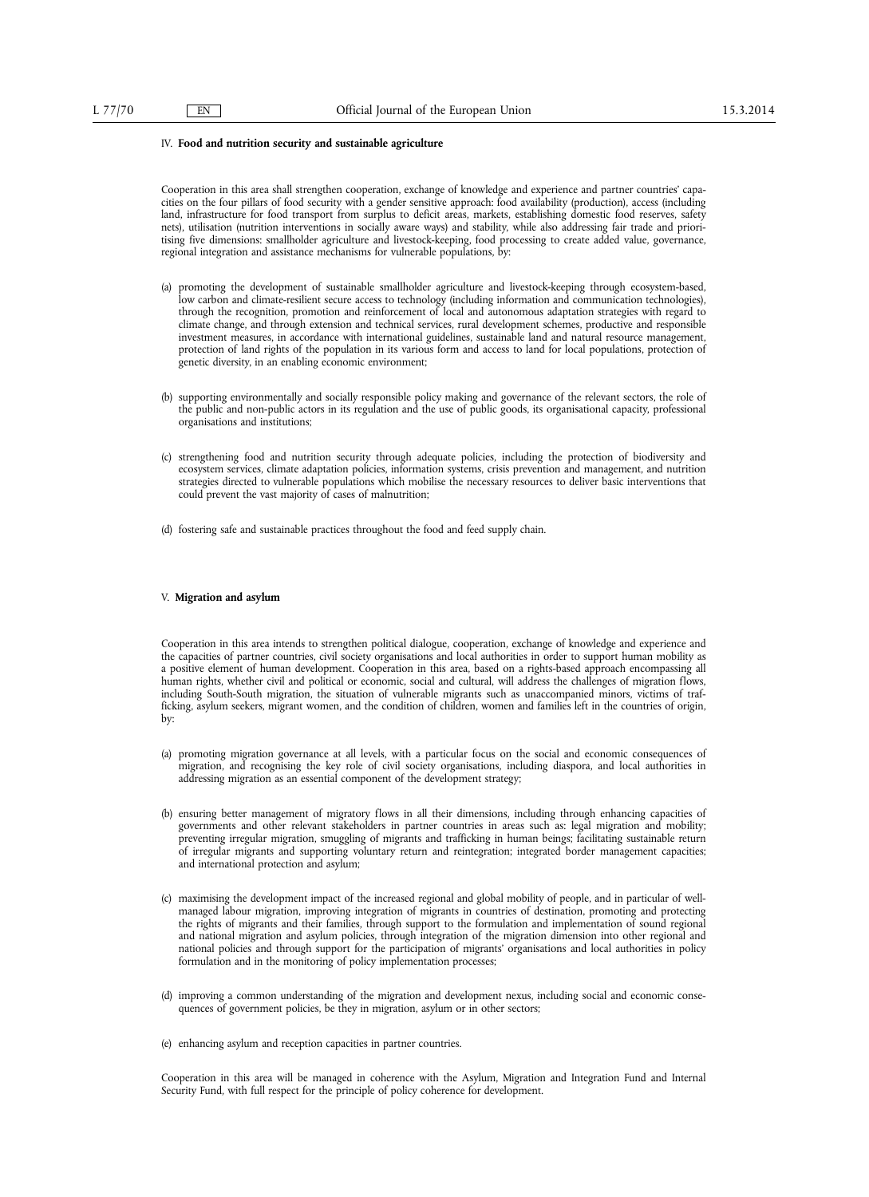### IV. **Food and nutrition security and sustainable agriculture**

Cooperation in this area shall strengthen cooperation, exchange of knowledge and experience and partner countries' capacities on the four pillars of food security with a gender sensitive approach: food availability (production), access (including land, infrastructure for food transport from surplus to deficit areas, markets, establishing domestic food reserves, safety nets), utilisation (nutrition interventions in socially aware ways) and stability, while also addressing fair trade and prioritising five dimensions: smallholder agriculture and livestock-keeping, food processing to create added value, governance, regional integration and assistance mechanisms for vulnerable populations, by:

(a) promoting the development of sustainable smallholder agriculture and livestock-keeping through ecosystem-based, low carbon and climate-resilient secure access to technology (including information and communication technologies), through the recognition, promotion and reinforcement of local and autonomous adaptation strategies with regard to climate change, and through extension and technical services, rural development schemes, productive and responsible investment measures, in accordance with international guidelines, sustainable land and natural resource management, protection of land rights of the population in its various form and access to land for local populations, protection of genetic diversity, in an enabling economic environment;

(b) supporting environmentally and socially responsible policy making and governance of the relevant sectors, the role of the public and non-public actors in its regulation and the use of public goods, its organisational capacity, professional organisations and institutions;

(c) strengthening food and nutrition security through adequate policies, including the protection of biodiversity and ecosystem services, climate adaptation policies, information systems, crisis prevention and management, and nutrition strategies directed to vulnerable populations which mobilise the necessary resources to deliver basic interventions that could prevent the vast majority of cases of malnutrition;

(d) fostering safe and sustainable practices throughout the food and feed supply chain.

### V. **Migration and asylum**

Cooperation in this area intends to strengthen political dialogue, cooperation, exchange of knowledge and experience and the capacities of partner countries, civil society organisations and local authorities in order to support human mobility as a positive element of human development. Cooperation in this area, based on a rights-based approach encompassing all human rights, whether civil and political or economic, social and cultural, will address the challenges of migration flows, including South-South migration, the situation of vulnerable migrants such as unaccompanied minors, victims of trafficking, asylum seekers, migrant women, and the condition of children, women and families left in the countries of origin, by:

(a) promoting migration governance at all levels, with a particular focus on the social and economic consequences of migration, and recognising the key role of civil society organisations, including diaspora, and local authorities in addressing migration as an essential component of the development strategy;

(b) ensuring better management of migratory flows in all their dimensions, including through enhancing capacities of governments and other relevant stakeholders in partner countries in areas such as: legal migration and mobility; preventing irregular migration, smuggling of migrants and trafficking in human beings; facilitating sustainable return of irregular migrants and supporting voluntary return and reintegration; integrated border management capacities; and international protection and asylum;

(c) maximising the development impact of the increased regional and global mobility of people, and in particular of well-managed labour migration, improving integration of migrants in countries of destination, promoting and protecting the rights of migrants and their families, through support to the formulation and implementation of sound regional and national migration and asylum policies, through integration of the migration dimension into other regional and national policies and through support for the participation of migrants' organisations and local authorities in policy formulation and in the monitoring of policy implementation processes;

(d) improving a common understanding of the migration and development nexus, including social and economic consequences of government policies, be they in migration, asylum or in other sectors;

(e) enhancing asylum and reception capacities in partner countries.

Cooperation in this area will be managed in coherence with the Asylum, Migration and Integration Fund and Internal Security Fund, with full respect for the principle of policy coherence for development.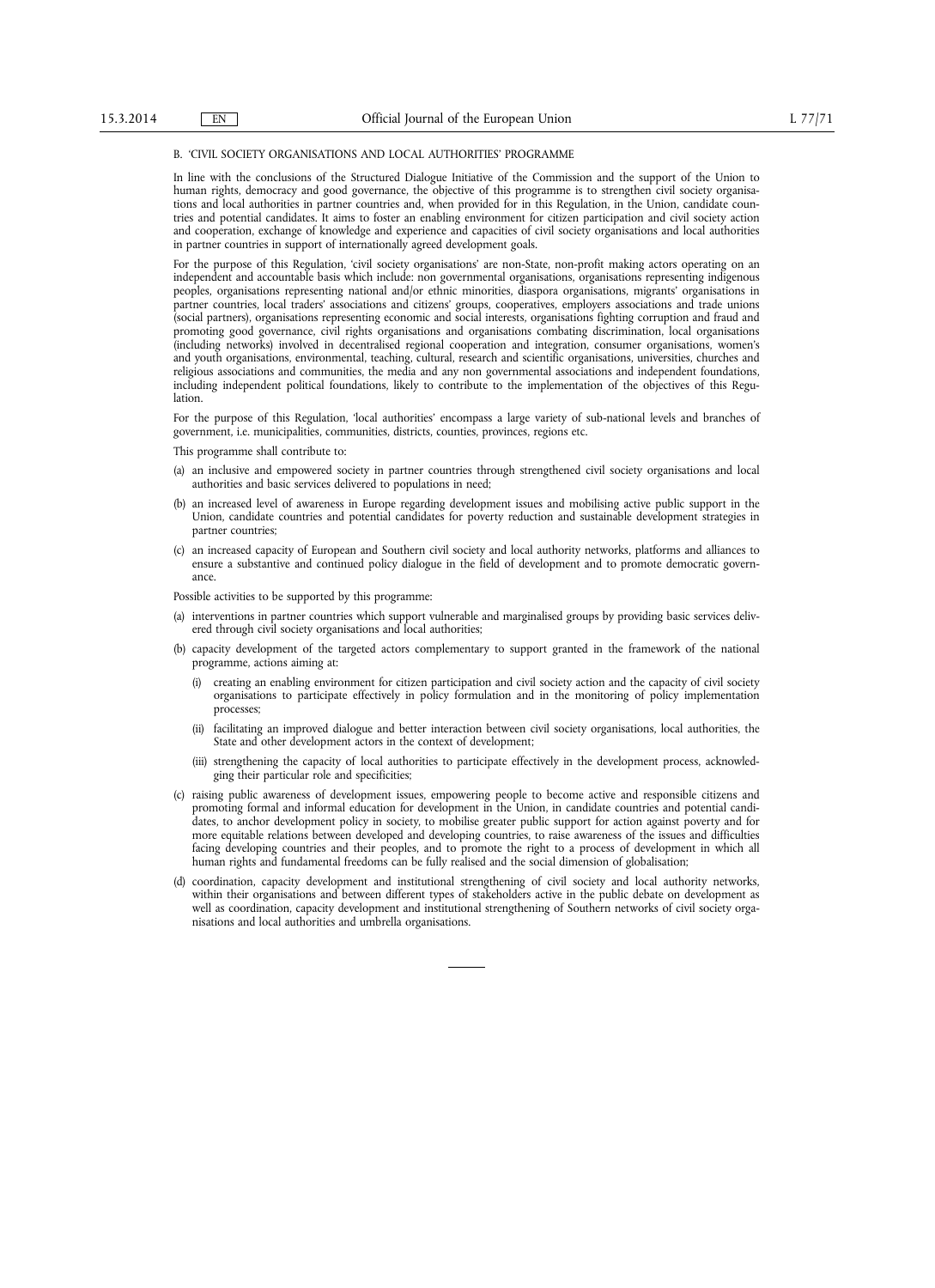B. 'CIVIL SOCIETY ORGANISATIONS AND LOCAL AUTHORITIES' PROGRAMME

In line with the conclusions of the Structured Dialogue Initiative of the Commission and the support of the Union to human rights, democracy and good governance, the objective of this programme is to strengthen civil society organisations and local authorities in partner countries and, when provided for in this Regulation, in the Union, candidate countries and potential candidates. It aims to foster an enabling environment for citizen participation and civil society action and cooperation, exchange of knowledge and experience and capacities of civil society organisations and local authorities in partner countries in support of internationally agreed development goals.

For the purpose of this Regulation, 'civil society organisations' are non-State, non-profit making actors operating on an independent and accountable basis which include: non governmental organisations, organisations representing indigenous peoples, organisations representing national and/or ethnic minorities, diaspora organisations, migrants' organisations in partner countries, local traders' associations and citizens' groups, cooperatives, employers associations and trade unions (social partners), organisations representing economic and social interests, organisations fighting corruption and fraud and promoting good governance, civil rights organisations and organisations combating discrimination, local organisations (including networks) involved in decentralised regional cooperation and integration, consumer organisations, women's and youth organisations, environmental, teaching, cultural, research and scientific organisations, universities, churches and religious associations and communities, the media and any non governmental associations and independent foundations, including independent political foundations, likely to contribute to the implementation of the objectives of this Regulation.

For the purpose of this Regulation, 'local authorities' encompass a large variety of sub-national levels and branches of government, i.e. municipalities, communities, districts, counties, provinces, regions etc.

This programme shall contribute to:

(a) an inclusive and empowered society in partner countries through strengthened civil society organisations and local authorities and basic services delivered to populations in need;

(b) an increased level of awareness in Europe regarding development issues and mobilising active public support in the Union, candidate countries and potential candidates for poverty reduction and sustainable development strategies in partner countries;

(c) an increased capacity of European and Southern civil society and local authority networks, platforms and alliances to ensure a substantive and continued policy dialogue in the field of development and to promote democratic governance.

Possible activities to be supported by this programme:

(a) interventions in partner countries which support vulnerable and marginalised groups by providing basic services delivered through civil society organisations and local authorities;

(b) capacity development of the targeted actors complementary to support granted in the framework of the national programme, actions aiming at:

   (i) creating an enabling environment for citizen participation and civil society action and the capacity of civil society organisations to participate effectively in policy formulation and in the monitoring of policy implementation processes;

   (ii) facilitating an improved dialogue and better interaction between civil society organisations, local authorities, the State and other development actors in the context of development;

   (iii) strengthening the capacity of local authorities to participate effectively in the development process, acknowledging their particular role and specificities;

(c) raising public awareness of development issues, empowering people to become active and responsible citizens and promoting formal and informal education for development in the Union, in candidate countries and potential candidates, to anchor development policy in society, to mobilise greater public support for action against poverty and for more equitable relations between developed and developing countries, to raise awareness of the issues and difficulties facing developing countries and their peoples, and to promote the right to a process of development in which all human rights and fundamental freedoms can be fully realised and the social dimension of globalisation;

(d) coordination, capacity development and institutional strengthening of civil society and local authority networks, within their organisations and between different types of stakeholders active in the public debate on development as well as coordination, capacity development and institutional strengthening of Southern networks of civil society organisations and local authorities and umbrella organisations.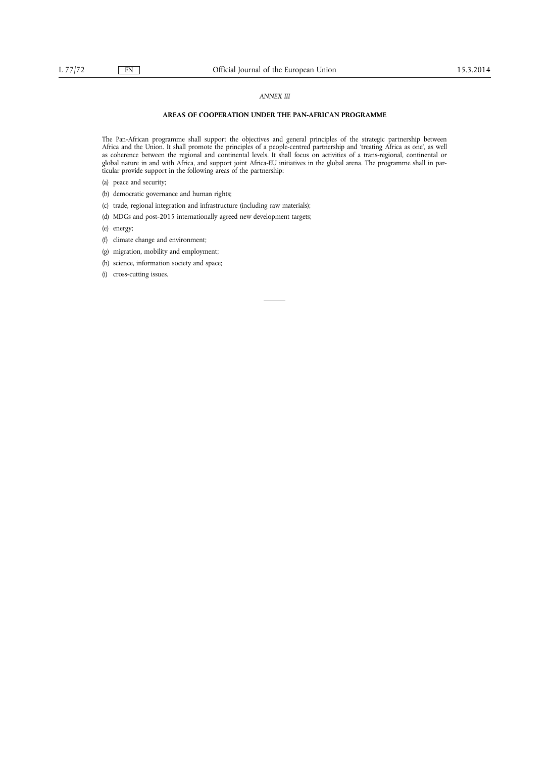*ANNEX III*

**AREAS OF COOPERATION UNDER THE PAN-AFRICAN PROGRAMME**

The Pan-African programme shall support the objectives and general principles of the strategic partnership between Africa and the Union. It shall promote the principles of a people-centred partnership and 'treating Africa as one', as well as coherence between the regional and continental levels. It shall focus on activities of a trans-regional, continental or global nature in and with Africa, and support joint Africa-EU initiatives in the global arena. The programme shall in particular provide support in the following areas of the partnership:

(a) peace and security;

(b) democratic governance and human rights;

(c) trade, regional integration and infrastructure (including raw materials);

(d) MDGs and post-2015 internationally agreed new development targets;

(e) energy;

(f) climate change and environment;

(g) migration, mobility and employment;

(h) science, information society and space;

(i) cross-cutting issues.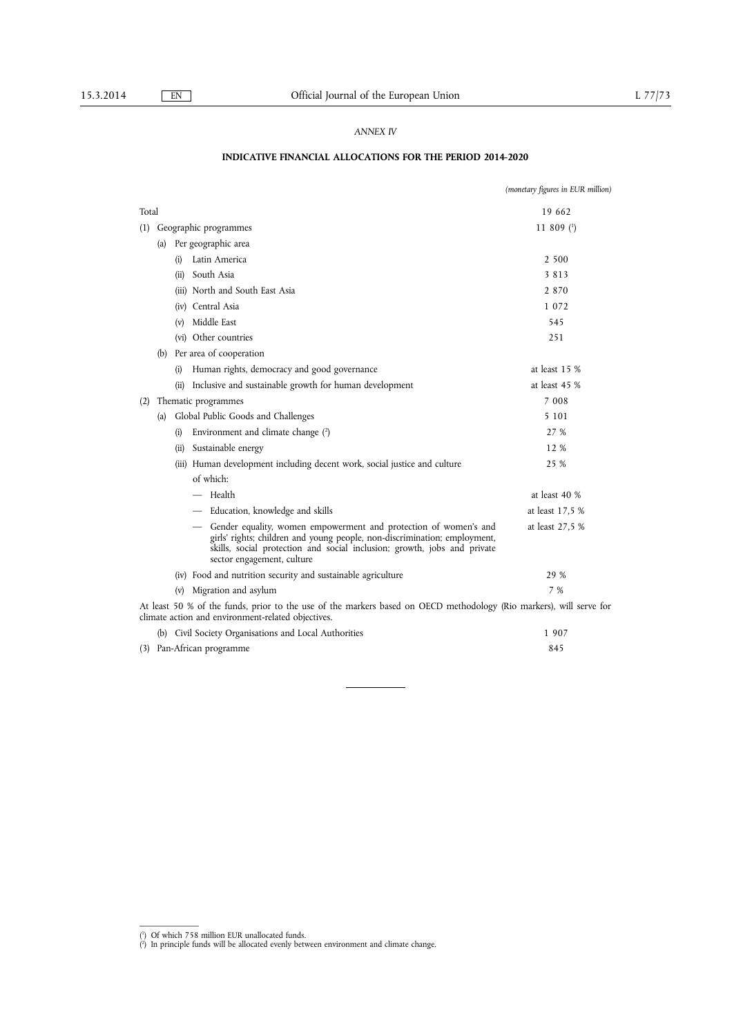*ANNEX IV*

## INDICATIVE FINANCIAL ALLOCATIONS FOR THE PERIOD 2014-2020

*(monetary figures in EUR million)*

| | |
|---|---|
| Total | 19 662 |
| (1) Geographic programmes | 11 809 [1] |
| (a) Per geographic area | |
| (i) Latin America | 2 500 |
| (ii) South Asia | 3 813 |
| (iii) North and South East Asia | 2 870 |
| (iv) Central Asia | 1 072 |
| (v) Middle East | 545 |
| (vi) Other countries | 251 |
| (b) Per area of cooperation | |
| (i) Human rights, democracy and good governance | at least 15 % |
| (ii) Inclusive and sustainable growth for human development | at least 45 % |
| (2) Thematic programmes | 7 008 |
| (a) Global Public Goods and Challenges | 5 101 |
| (i) Environment and climate change [2] | 27 % |
| (ii) Sustainable energy | 12 % |
| (iii) Human development including decent work, social justice and culture of which: | 25 % |
| — Health | at least 40 % |
| — Education, knowledge and skills | at least 17,5 % |
| — Gender equality, women empowerment and protection of women's and girls' rights; children and young people, non-discrimination; employment, skills, social protection and social inclusion; growth, jobs and private sector engagement, culture | at least 27,5 % |
| (iv) Food and nutrition security and sustainable agriculture | 29 % |
| (v) Migration and asylum | 7 % |
| At least 50 % of the funds, prior to the use of the markers based on OECD methodology (Rio markers), will serve for climate action and environment-related objectives. | |
| (b) Civil Society Organisations and Local Authorities | 1 907 |
| (3) Pan-African programme | 845 |

[1] Of which 758 million EUR unallocated funds.
[2] In principle funds will be allocated evenly between environment and climate change.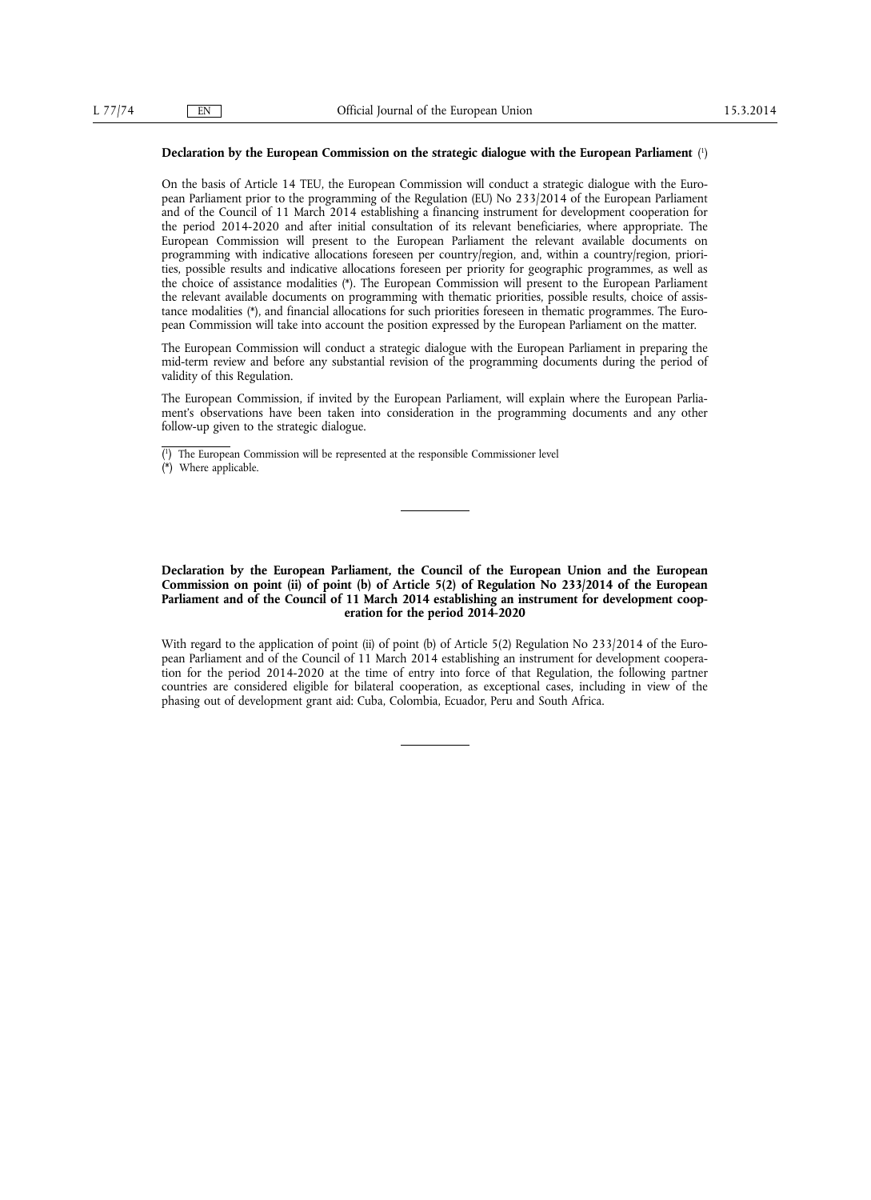**Declaration by the European Commission on the strategic dialogue with the European Parliament** [1]

On the basis of Article 14 TEU, the European Commission will conduct a strategic dialogue with the European Parliament prior to the programming of the Regulation (EU) No 233/2014 of the European Parliament and of the Council of 11 March 2014 establishing a financing instrument for development cooperation for the period 2014-2020 and after initial consultation of its relevant beneficiaries, where appropriate. The European Commission will present to the European Parliament the relevant available documents on programming with indicative allocations foreseen per country/region, and, within a country/region, priorities, possible results and indicative allocations foreseen per priority for geographic programmes, as well as the choice of assistance modalities (*). The European Commission will present to the European Parliament the relevant available documents on programming with thematic priorities, possible results, choice of assistance modalities (*), and financial allocations for such priorities foreseen in thematic programmes. The European Commission will take into account the position expressed by the European Parliament on the matter.

The European Commission will conduct a strategic dialogue with the European Parliament in preparing the mid-term review and before any substantial revision of the programming documents during the period of validity of this Regulation.

The European Commission, if invited by the European Parliament, will explain where the European Parliament's observations have been taken into consideration in the programming documents and any other follow-up given to the strategic dialogue.

[1] The European Commission will be represented at the responsible Commissioner level

(*) Where applicable.

---

**Declaration by the European Parliament, the Council of the European Union and the European Commission on point (ii) of point (b) of Article 5(2) of Regulation No 233/2014 of the European Parliament and of the Council of 11 March 2014 establishing an instrument for development cooperation for the period 2014-2020**

With regard to the application of point (ii) of point (b) of Article 5(2) Regulation No 233/2014 of the European Parliament and of the Council of 11 March 2014 establishing an instrument for development cooperation for the period 2014-2020 at the time of entry into force of that Regulation, the following partner countries are considered eligible for bilateral cooperation, as exceptional cases, including in view of the phasing out of development grant aid: Cuba, Colombia, Ecuador, Peru and South Africa.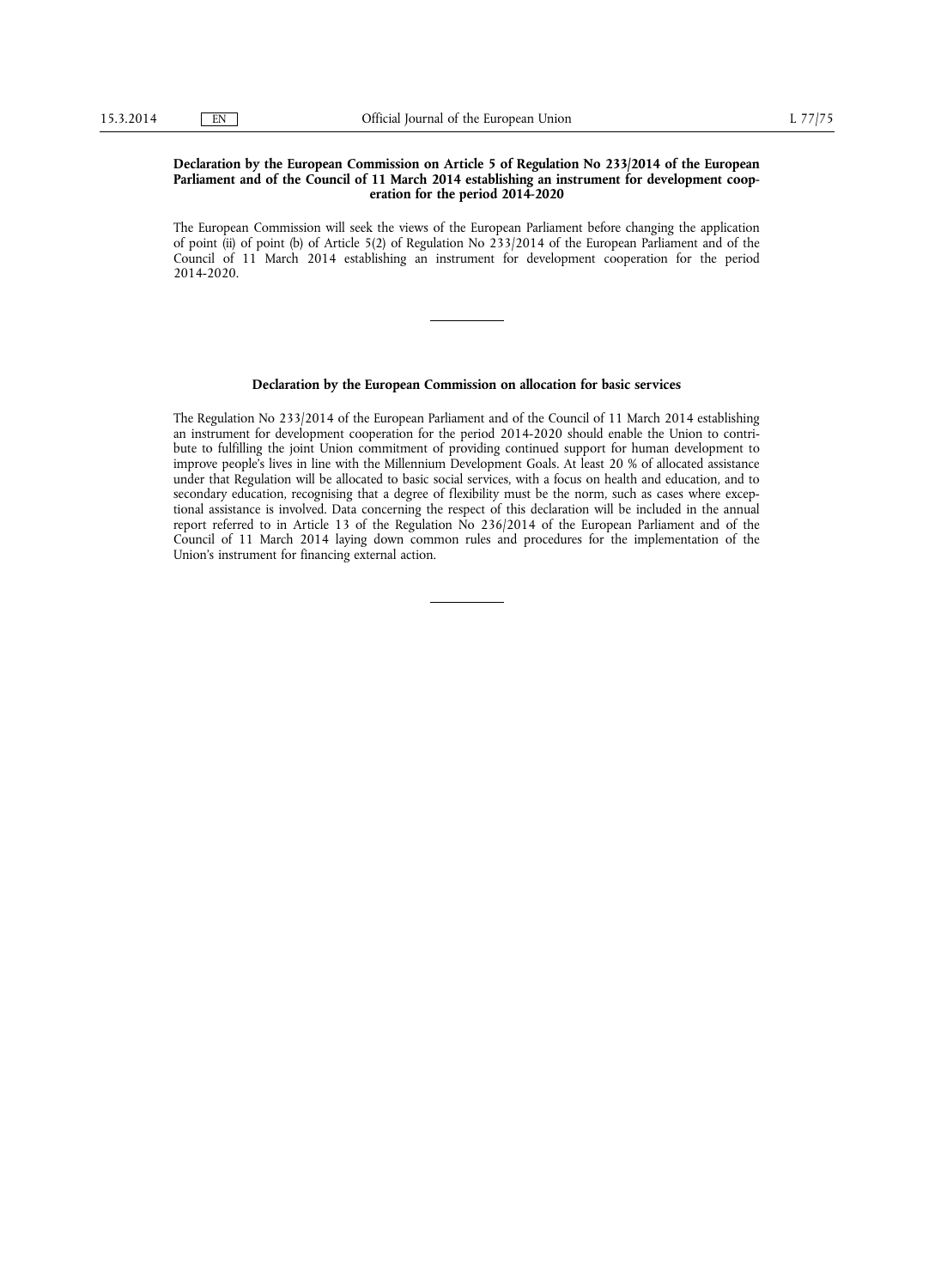**Declaration by the European Commission on Article 5 of Regulation No 233/2014 of the European Parliament and of the Council of 11 March 2014 establishing an instrument for development cooperation for the period 2014-2020**

The European Commission will seek the views of the European Parliament before changing the application of point (ii) of point (b) of Article 5(2) of Regulation No 233/2014 of the European Parliament and of the Council of 11 March 2014 establishing an instrument for development cooperation for the period 2014-2020.

---

**Declaration by the European Commission on allocation for basic services**

The Regulation No 233/2014 of the European Parliament and of the Council of 11 March 2014 establishing an instrument for development cooperation for the period 2014-2020 should enable the Union to contribute to fulfilling the joint Union commitment of providing continued support for human development to improve people's lives in line with the Millennium Development Goals. At least 20 % of allocated assistance under that Regulation will be allocated to basic social services, with a focus on health and education, and to secondary education, recognising that a degree of flexibility must be the norm, such as cases where exceptional assistance is involved. Data concerning the respect of this declaration will be included in the annual report referred to in Article 13 of the Regulation No 236/2014 of the European Parliament and of the Council of 11 March 2014 laying down common rules and procedures for the implementation of the Union's instrument for financing external action.

---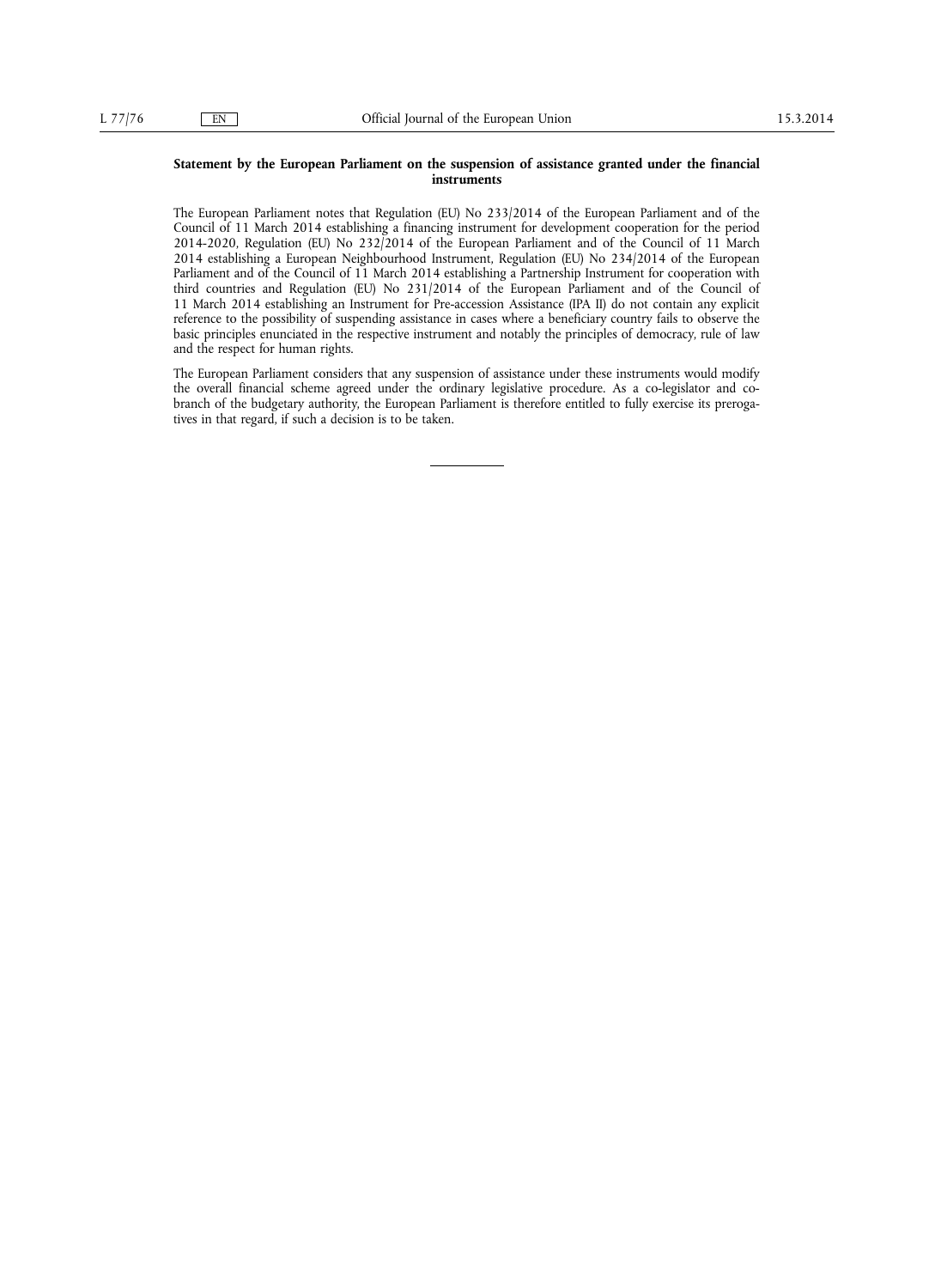**Statement by the European Parliament on the suspension of assistance granted under the financial instruments**

The European Parliament notes that Regulation (EU) No 233/2014 of the European Parliament and of the Council of 11 March 2014 establishing a financing instrument for development cooperation for the period 2014-2020, Regulation (EU) No 232/2014 of the European Parliament and of the Council of 11 March 2014 establishing a European Neighbourhood Instrument, Regulation (EU) No 234/2014 of the European Parliament and of the Council of 11 March 2014 establishing a Partnership Instrument for cooperation with third countries and Regulation (EU) No 231/2014 of the European Parliament and of the Council of 11 March 2014 establishing an Instrument for Pre-accession Assistance (IPA II) do not contain any explicit reference to the possibility of suspending assistance in cases where a beneficiary country fails to observe the basic principles enunciated in the respective instrument and notably the principles of democracy, rule of law and the respect for human rights.

The European Parliament considers that any suspension of assistance under these instruments would modify the overall financial scheme agreed under the ordinary legislative procedure. As a co-legislator and co-branch of the budgetary authority, the European Parliament is therefore entitled to fully exercise its prerogatives in that regard, if such a decision is to be taken.